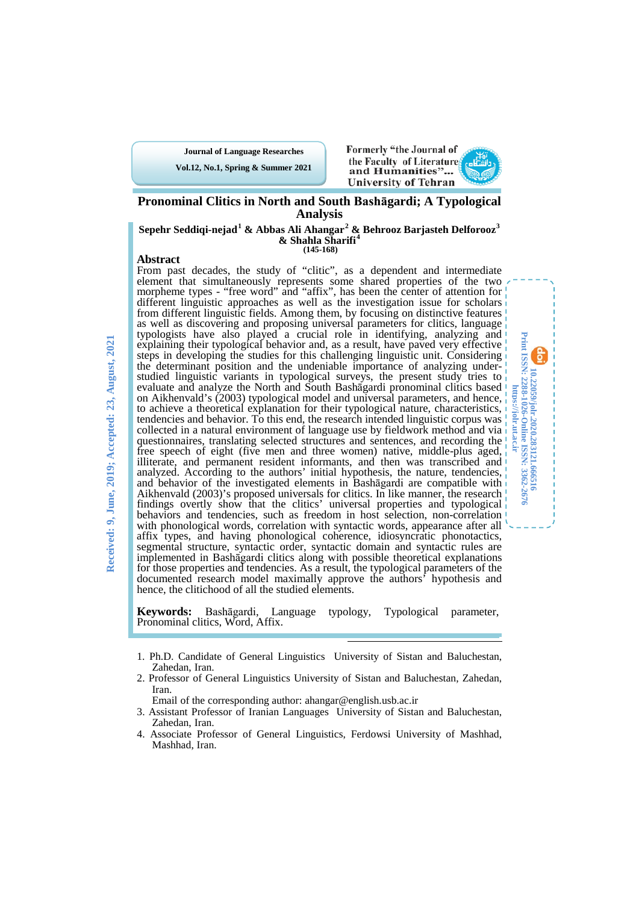# Pronominal Clitics in North and South Bashāgardi; A Typological Analysis

**Sepehr Seddiqi-nejad[1] & Abbas Ali Ahangar[2] & Behrooz Barjasteh Delforooz[3] & Shahla Sharifi[4]**

**(145-168)**

Received: 9, June, 2019; Accepted: 23, August, 2021

## Abstract

From past decades, the study of "clitic", as a dependent and intermediate element that simultaneously represents some shared properties of the two morpheme types - "free word" and "affix", has been the center of attention for different linguistic approaches as well as the investigation issue for scholars from different linguistic fields. Among them, by focusing on distinctive features as well as discovering and proposing universal parameters for clitics, language typologists have also played a crucial role in identifying, analyzing and explaining their typological behavior and, as a result, have paved very effective steps in developing the studies for this challenging linguistic unit. Considering the determinant position and the undeniable importance of analyzing under-studied linguistic variants in typological surveys, the present study tries to evaluate and analyze the North and South Bashāgardi pronominal clitics based on Aikhenvald's (2003) typological model and universal parameters, and hence, to achieve a theoretical explanation for their typological nature, characteristics, tendencies and behavior. To this end, the research intended linguistic corpus was collected in a natural environment of language use by fieldwork method and via questionnaires, translating selected structures and sentences, and recording the free speech of eight (five men and three women) native, middle-plus aged, illiterate, and permanent resident informants, and then was transcribed and analyzed. According to the authors' initial hypothesis, the nature, tendencies, and behavior of the investigated elements in Bashāgardi are compatible with Aikhenvald (2003)'s proposed universals for clitics. In like manner, the research findings overtly show that the clitics' universal properties and typological behaviors and tendencies, such as freedom in host selection, non-correlation with phonological words, correlation with syntactic words, appearance after all affix types, and having phonological coherence, idiosyncratic phonotactics, segmental structure, syntactic order, syntactic domain and syntactic rules are implemented in Bashāgardi clitics along with possible theoretical explanations for those properties and tendencies. As a result, the typological parameters of the documented research model maximally approve the authors' hypothesis and hence, the clitichood of all the studied elements.

**Keywords:** Bashāgardi, Language typology, Typological parameter, Pronominal clitics, Word, Affix.

10.22059/jolr.2020.283121.666516
Print ISSN: 2288-1026-Online ISSN: 3362-2676
https://jolr.ut.ac.ir

---

1. Ph.D. Candidate of General Linguistics University of Sistan and Baluchestan, Zahedan, Iran.
2. Professor of General Linguistics University of Sistan and Baluchestan, Zahedan, Iran.
   Email of the corresponding author: ahangar@english.usb.ac.ir
3. Assistant Professor of Iranian Languages University of Sistan and Baluchestan, Zahedan, Iran.
4. Associate Professor of General Linguistics, Ferdowsi University of Mashhad, Mashhad, Iran.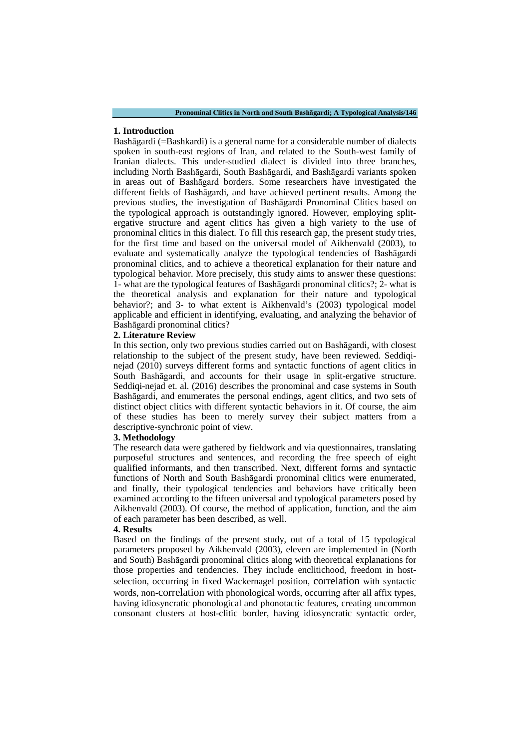## 1. Introduction

Bashāgardi (=Bashkardi) is a general name for a considerable number of dialects spoken in south-east regions of Iran, and related to the South-west family of Iranian dialects. This under-studied dialect is divided into three branches, including North Bashāgardi, South Bashāgardi, and Bashāgardi variants spoken in areas out of Bashāgard borders. Some researchers have investigated the different fields of Bashāgardi, and have achieved pertinent results. Among the previous studies, the investigation of Bashāgardi Pronominal Clitics based on the typological approach is outstandingly ignored. However, employing split-ergative structure and agent clitics has given a high variety to the use of pronominal clitics in this dialect. To fill this research gap, the present study tries, for the first time and based on the universal model of Aikhenvald (2003), to evaluate and systematically analyze the typological tendencies of Bashāgardi pronominal clitics, and to achieve a theoretical explanation for their nature and typological behavior. More precisely, this study aims to answer these questions: 1- what are the typological features of Bashāgardi pronominal clitics?; 2- what is the theoretical analysis and explanation for their nature and typological behavior?; and 3- to what extent is Aikhenvald's (2003) typological model applicable and efficient in identifying, evaluating, and analyzing the behavior of Bashāgardi pronominal clitics?

## 2. Literature Review

In this section, only two previous studies carried out on Bashāgardi, with closest relationship to the subject of the present study, have been reviewed. Seddiqi-nejad (2010) surveys different forms and syntactic functions of agent clitics in South Bashāgardi, and accounts for their usage in split-ergative structure. Seddiqi-nejad et. al. (2016) describes the pronominal and case systems in South Bashāgardi, and enumerates the personal endings, agent clitics, and two sets of distinct object clitics with different syntactic behaviors in it. Of course, the aim of these studies has been to merely survey their subject matters from a descriptive-synchronic point of view.

## 3. Methodology

The research data were gathered by fieldwork and via questionnaires, translating purposeful structures and sentences, and recording the free speech of eight qualified informants, and then transcribed. Next, different forms and syntactic functions of North and South Bashāgardi pronominal clitics were enumerated, and finally, their typological tendencies and behaviors have critically been examined according to the fifteen universal and typological parameters posed by Aikhenvald (2003). Of course, the method of application, function, and the aim of each parameter has been described, as well.

## 4. Results

Based on the findings of the present study, out of a total of 15 typological parameters proposed by Aikhenvald (2003), eleven are implemented in (North and South) Bashāgardi pronominal clitics along with theoretical explanations for those properties and tendencies. They include enclitichood, freedom in host-selection, occurring in fixed Wackernagel position, correlation with syntactic words, non-correlation with phonological words, occurring after all affix types, having idiosyncratic phonological and phonotactic features, creating uncommon consonant clusters at host-clitic border, having idiosyncratic syntactic order,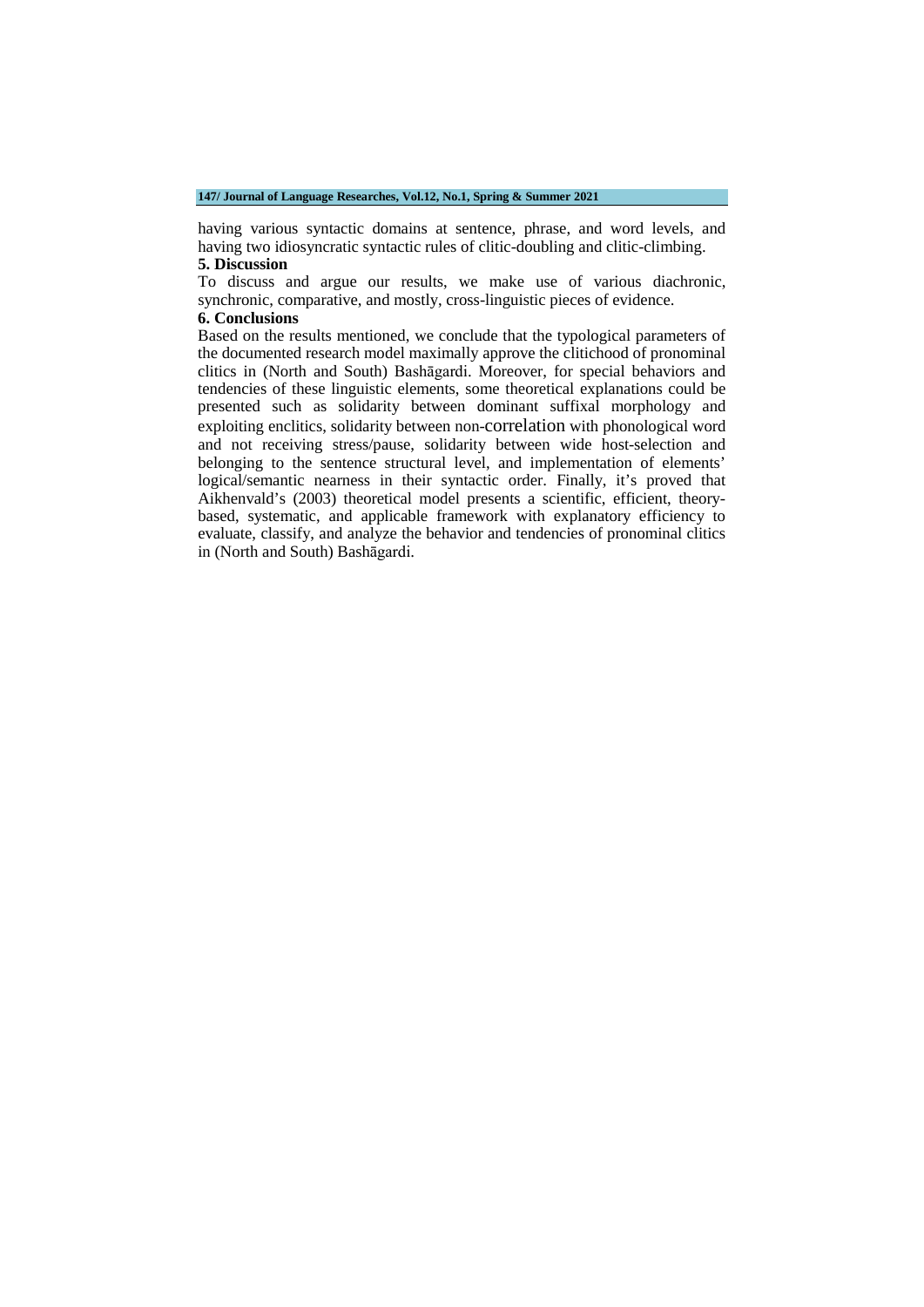having various syntactic domains at sentence, phrase, and word levels, and having two idiosyncratic syntactic rules of clitic-doubling and clitic-climbing.

## 5. Discussion

To discuss and argue our results, we make use of various diachronic, synchronic, comparative, and mostly, cross-linguistic pieces of evidence.

## 6. Conclusions

Based on the results mentioned, we conclude that the typological parameters of the documented research model maximally approve the clitichood of pronominal clitics in (North and South) Bashāgardi. Moreover, for special behaviors and tendencies of these linguistic elements, some theoretical explanations could be presented such as solidarity between dominant suffixal morphology and exploiting enclitics, solidarity between non-correlation with phonological word and not receiving stress/pause, solidarity between wide host-selection and belonging to the sentence structural level, and implementation of elements' logical/semantic nearness in their syntactic order. Finally, it's proved that Aikhenvald's (2003) theoretical model presents a scientific, efficient, theory-based, systematic, and applicable framework with explanatory efficiency to evaluate, classify, and analyze the behavior and tendencies of pronominal clitics in (North and South) Bashāgardi.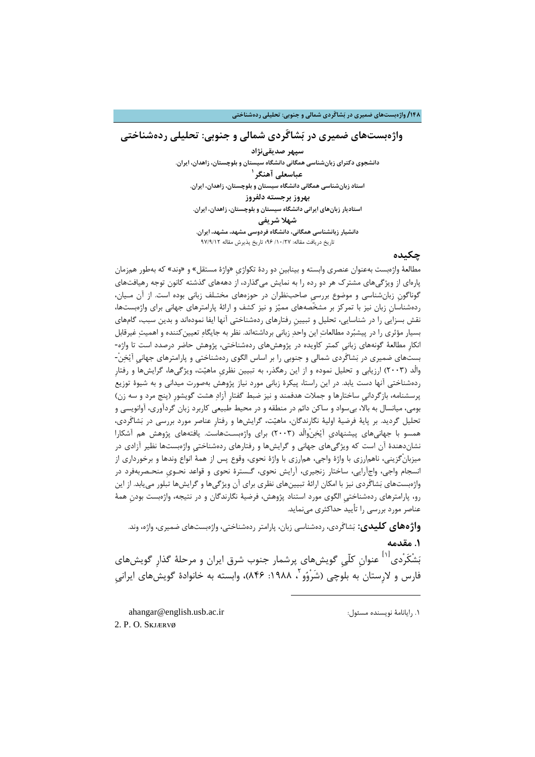# واژه‌بست‌های ضمیری در بَشاگَردی شمالی و جنوبی: تحلیلی رده‌شناختی

**سپهر صدیقی‌نژاد**

**دانشجوی دکترای زبان‌شناسی همگانی دانشگاه سیستان و بلوچستان، زاهدان، ایران.**

**عباسعلی آهنگر**[1]

**استاد زبان‌شناسی همگانی دانشگاه سیستان و بلوچستان، زاهدان، ایران.**

**بهروز برجسته دلفروز**

**استادیار زبان‌های ایرانی دانشگاه سیستان و بلوچستان، زاهدان، ایران.**

**شهلا شریفی**

**دانشیار زبانشناسی همگانی، دانشگاه فردوسی مشهد، مشهد، ایران.**

تاریخ دریافت مقاله: ۹۶/۱۰/۲۷؛ تاریخ پذیرش مقاله ۹۷/۹/۱۲

## چکیده

مطالعهٔ واژه‌بست به‌عنوان عنصری وابسته و بینابینِ دو ردهٔ تکواژیِ «واژهٔ مستقل» و «وند» که به‌طور هم‌زمان پاره‌ای از ویژگی‌های مشترک هر دو رده را به نمایش می‌گذارد، از دهه‌های گذشته کانون توجه رهیافت‌های گوناگونِ زبان‌شناسی و موضوع بررسیِ صاحب‌نظران در حوزه‌های مختلف زبانی بوده است. از آن میان، رده‌شناسانِ زبان نیز با تمرکز بر مشخّصه‌های ممیّز و نیز کشف و ارائهٔ پارامترهای جهانی برای واژه‌بست‌ها، نقش بسزایی را در شناسایی، تحلیل و تبیینِ رفتارهای رده‌شناختی آنها ایفا نموده‌اند و بدین سبب، گام‌های بسیار مؤثری را در پیشبُرد مطالعاتِ این واحدِ زبانی برداشته‌اند. نظر به جایگاهِ تعیین‌کننده و اهمیتِ غیرقابل انکار مطالعهٔ گونه‌های زبانیِ کمتر کاویده در پژوهش‌های رده‌شناختی، پژوهش حاضر درصدد است تا واژه-بست‌های ضمیری در بَشاگَردی شمالی و جنوبی را بر اساس الگوی رده‌شناختی و پارامترهای جهانیِ آیْخِنْ-والْد (۲۰۰۳) ارزیابی و تحلیل نموده و از این رهگذر، به تبیین نظریِ ماهیّت، ویژگی‌ها، گرایش‌ها و رفتارِ رده‌شناختی آنها دست یابد. در این راستا، پیکرهٔ زبانی مورد نیاز پژوهش به‌صورت میدانی و به شیوهٔ توزیع پرسشنامه، بازگردانیِ ساختارها و جملات هدفمند و نیز ضبط گفتارِ آزادِ هشت گویشور (پنج مرد و سه زن) بومی، میانسال به بالا، بی‌سواد و ساکن دائم در منطقه و در محیط طبیعی کاربرد زبان گردآوری، آوانویسی و تحلیل گردید. بر پایهٔ فرضیهٔ اولیهٔ نگارندگان، ماهیّت، گرایش‌ها و رفتارِ عناصر مورد بررسی در بَشاگَردی، همسو با جهانی‌های پیشنهادیِ آیْخِنْوالْد (۲۰۰۳) برای واژه‌بست‌هاست. یافته‌های پژوهش هم آشکارا نشان‌دهندهٔ آن است که ویژگی‌های جهانی و گرایش‌ها و رفتارهای رده‌شناختیِ واژه‌بست‌ها نظیر آزادی در میزبانْ‌گزینی، ناهم‌ارزی با واژهٔ واجی، هم‌ارزی با واژهٔ نحوی، وقوع پس از همهٔ انواع وندها و برخورداری از انسجام واجی، واج‌آرایی، ساختار زنجیری، آرایش نحوی، گسترهٔ نحوی و قواعد نحویِ منحصربه‌فرد در واژه‌بست‌های بَشاگَردی نیز با امکان ارائهٔ تبیین‌های نظری برای آن ویژگی‌ها و گرایش‌ها تبلور می‌یابد. از این رو، پارامترهای رده‌شناختیِ الگوی مورد استناد پژوهش، فرضیهٔ نگارندگان و در نتیجه، واژه‌بست بودنِ همهٔ عناصر مورد بررسی را تأیید حداکثری می‌نماید.

**واژه‌های کلیدی:** بَشاگَردی، رده‌شناسی زبان، پارامتر رده‌شناختی، واژه‌بست‌های ضمیری، واژه، وند.

## ۱. مقدمه

بَشْکَرْدی[1] عنوانِ کلّیِ گویش‌های پرشمار جنوب شرق ایران و مرحلهٔ گذارِ گویش‌های فارس و لارِستان به بلوچی (شَرْوُو[2]، ۱۹۸۸: ۸۴۶)، وابسته به خانوادهٔ گویش‌های ایرانیِ

---

۱. رایانامهٔ نویسنده مسئول: ahangar@english.usb.ac.ir

2. P. O. Skjærvø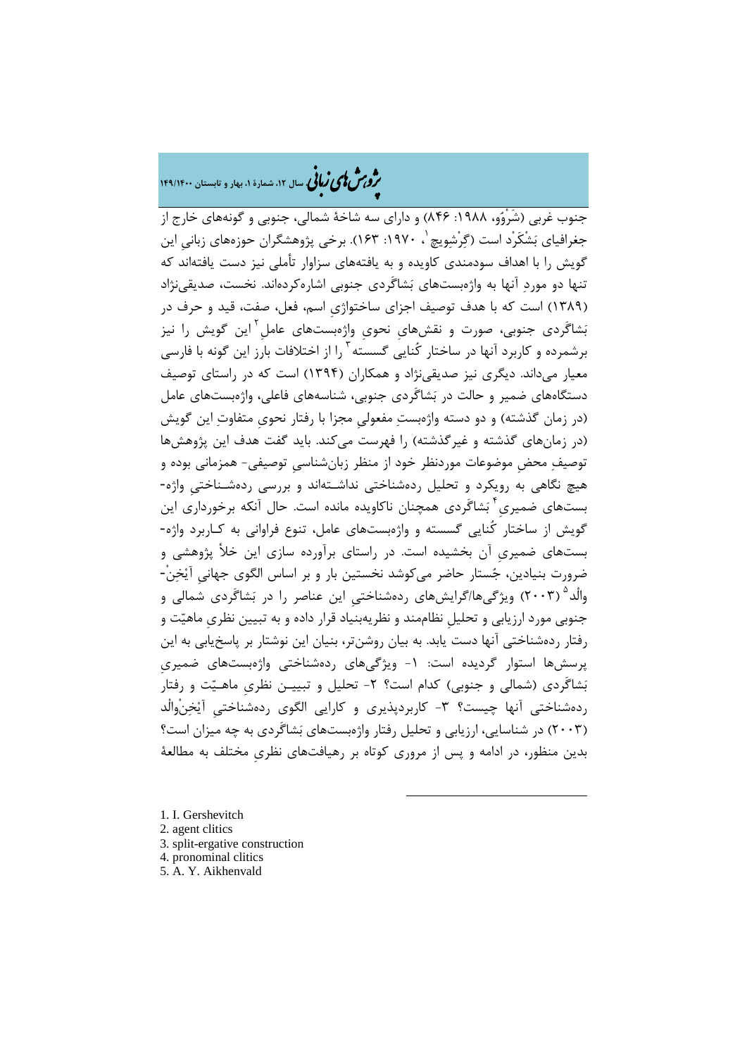جنوب غربی (شَرْوُو، ۱۹۸۸: ۸۴۶) و دارای سه شاخهٔ شمالی، جنوبی و گونه‌های خارج از جغرافیای بَشْکَرْد است (گِرْشِویچ[1]، ۱۹۷۰: ۱۶۳). برخی پژوهشگران حوزه‌های زبانیِ این گویش را با اهداف سودمندی کاویده و به یافته‌های سزاوار تأملی نیز دست یافته‌اند که تنها دو موردِ آنها به واژه‌بست‌های بَشاگَردی جنوبی اشاره‌کرده‌اند. نخست، صدیقی‌نژاد (۱۳۸۹) است که با هدف توصیف اجزای ساختواژیِ اسم، فعل، صفت، قید و حرف در بَشاگَردی جنوبی، صورت و نقش‌هایِ نحویِ واژه‌بست‌های عامل[2] این گویش را نیز برشمرده و کاربرد آنها در ساختار کُنایی گسسته[3] را از اختلافات بارز این گونه با فارسی معیار می‌داند. دیگری نیز صدیقی‌نژاد و همکاران (۱۳۹۴) است که در راستای توصیف دستگاه‌های ضمیر و حالت در بَشاگَردی جنوبی، شناسه‌های فاعلی، واژه‌بست‌های عامل (در زمان گذشته) و دو دسته واژه‌بستِ مفعولیِ مجزا با رفتار نحویِ متفاوتِ این گویش (در زمان‌های گذشته و غیرگذشته) را فهرست می‌کند. باید گفت هدف این پژوهش‌ها توصیفِ محضِ موضوعات موردنظر خود از منظر زبان‌شناسیِ توصیفی- همزمانی بوده و هیچ نگاهی به رویکرد و تحلیل رده‌شناختی نداشته‌اند و بررسی رده‌شناختیِ واژه-بست‌های ضمیری[4] بَشاگَردی همچنان ناکاویده مانده است. حال آنکه برخورداری این گویش از ساختار کُنایی گسسته و واژه‌بست‌های عامل، تنوع فراوانی به کاربرد واژه-بست‌های ضمیریِ آن بخشیده است. در راستای برآورده سازی این خلأ پژوهشی و ضرورت بنیادین، جُستار حاضر می‌کوشد نخستین بار و بر اساس الگوی جهانیِ آیْخِنْ-والْد[5] (۲۰۰۳) ویژگی‌ها/گرایش‌های رده‌شناختیِ این عناصر را در بَشاگَردی شمالی و جنوبی مورد ارزیابی و تحلیلِ نظام‌مند و نظریه‌بنیاد قرار داده و به تبیین نظریِ ماهیّت و رفتار رده‌شناختی آنها دست یابد. به بیان روشن‌تر، بنیان این نوشتار بر پاسخ‌یابی به این پرسش‌ها استوار گردیده است: ۱- ویژگی‌های رده‌شناختی واژه‌بست‌های ضمیریِ بَشاگَردی (شمالی و جنوبی) کدام است؟ ۲- تحلیل و تبیین نظریِ ماهیّت و رفتار رده‌شناختی آنها چیست؟ ۳- کاربردپذیری و کارایی الگوی رده‌شناختیِ آیْخِنْوالْد (۲۰۰۳) در شناسایی، ارزیابی و تحلیل رفتار واژه‌بست‌های بَشاگَردی به چه میزان است؟ بدین منظور، در ادامه و پس از مروری کوتاه بر رهیافت‌های نظریِ مختلف به مطالعهٔ

---

1. I. Gershevitch
2. agent clitics
3. split-ergative construction
4. pronominal clitics
5. A. Y. Aikhenvald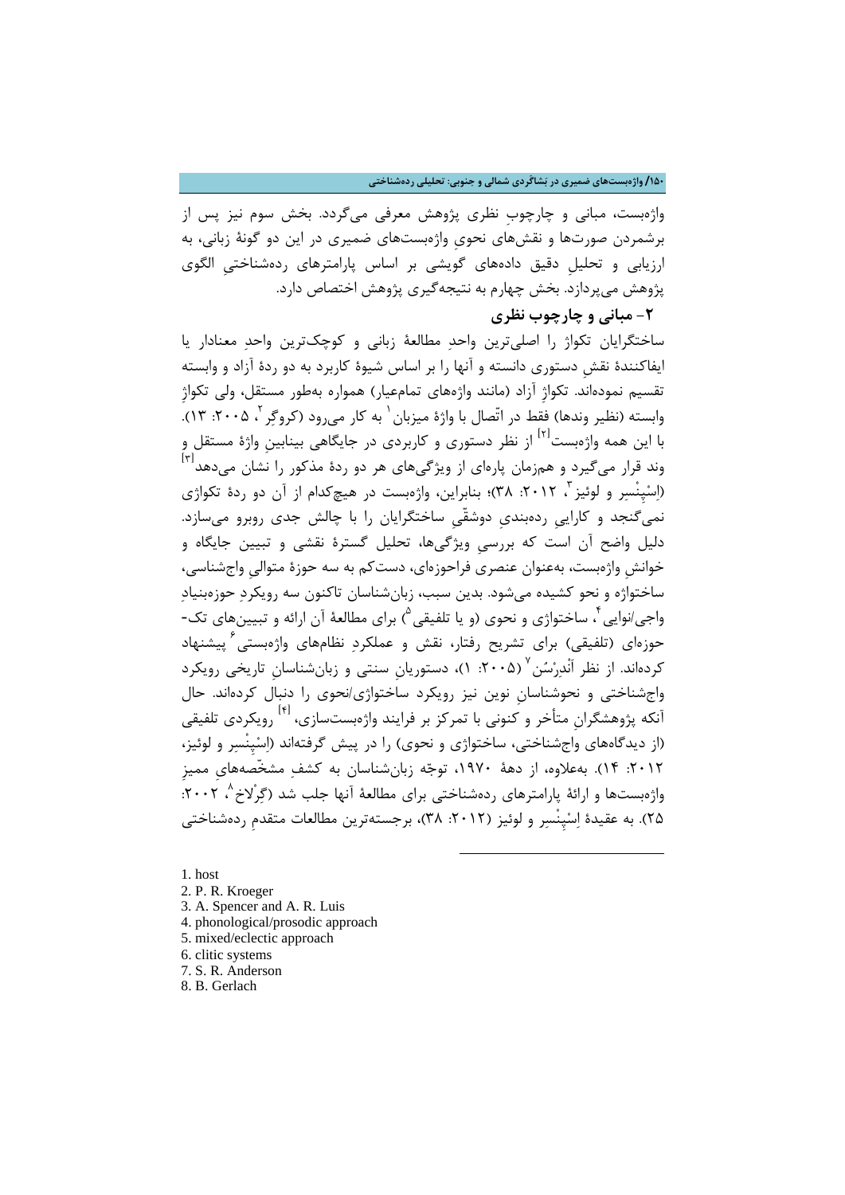واژه‌بست، مبانی و چارچوبِ نظری پژوهش معرفی می‌گردد. بخش سوم نیز پس از برشمردن صورت‌ها و نقش‌های نحویِ واژه‌بست‌های ضمیری در این دو گونهٔ زبانی، به ارزیابی و تحلیلِ دقیق داده‌های گویشی بر اساس پارامترهای رده‌شناختیِ الگوی پژوهش می‌پردازد. بخش چهارم به نتیجه‌گیری پژوهش اختصاص دارد.

## ۲- مبانی و چارچوب نظری

ساختگرایان تکواژ را اصلی‌ترین واحدِ مطالعهٔ زبانی و کوچک‌ترین واحدِ معنادار یا ایفاکنندهٔ نقشِ دستوری دانسته و آنها را بر اساس شیوهٔ کاربرد به دو ردهٔ آزاد و وابسته تقسیم نموده‌اند. تکواژِ آزاد (مانند واژه‌های تمام‌عیار) همواره به‌طور مستقل، ولی تکواژِ وابسته (نظیر وندها) فقط در اتّصال با واژهٔ میزبان[1] به کار می‌رود (کروگر[2]، ۲۰۰۵: ۱۳). با این همه واژه‌بست[2] از نظر دستوری و کاربردی در جایگاهی بینابینِ واژهٔ مستقل و وند قرار می‌گیرد و همزمان پاره‌ای از ویژگی‌های هر دو ردهٔ مذکور را نشان می‌دهد[3] (اِسْپِنْسِر و لوئیز[3]، ۲۰۱۲: ۳۸)؛ بنابراین، واژه‌بست در هیچ‌کدام از آن دو ردهٔ تکواژی نمی‌گنجد و کاراییِ رده‌بندیِ دوشقّیِ ساختگرایان را با چالش جدی روبرو می‌سازد. دلیل واضح آن است که بررسیِ ویژگی‌ها، تحلیل گسترهٔ نقشی و تبیین جایگاه و خوانشِ واژه‌بست، به‌عنوان عنصری فراحوزه‌ای، دست‌کم به سه حوزهٔ متوالیِ واجشناسی، ساختواژه و نحو کشیده می‌شود. بدین سبب، زبان‌شناسان تاکنون سه رویکردِ حوزه‌بنیادِ واجی/نوایی[4]، ساختواژی و نحوی (و یا تلفیقی[5]) برای مطالعهٔ آن ارائه و تبیین‌های تک-حوزه‌ای (تلفیقی) برای تشریح رفتار، نقش و عملکردِ نظام‌های واژه‌بستی[6] پیشنهاد کرده‌اند. از نظر اَنْدِرْسُن[7] (۲۰۰۵: ۱)، دستوریانِ سنتی و زبان‌شناسانِ تاریخی رویکرد واجشناختی و نحوشناسانِ نوین نیز رویکرد ساختواژی/نحوی را دنبال کرده‌اند. حال آنکه پژوهشگرانِ متأخر و کنونی با تمرکز بر فرایند واژه‌بست‌سازی،[4] رویکردی تلفیقی (از دیدگاه‌های واجشناختی، ساختواژی و نحوی) را در پیش گرفته‌اند (اِسْپِنْسِر و لوئیز، ۲۰۱۲: ۱۴). به‌علاوه، از دههٔ ۱۹۷۰، توجّه زبان‌شناسان به کشفِ مشخّصه‌های ممیزِ واژه‌بست‌ها و ارائهٔ پارامترهای رده‌شناختی برای مطالعهٔ آنها جلب شد (گِرْلاخ[8]، ۲۰۰۲: ۲۵). به عقیدهٔ اِسْپِنْسِر و لوئیز (۲۰۱۲: ۳۸)، برجسته‌ترین مطالعات متقدمِ رده‌شناختی

---

1. host
2. P. R. Kroeger
3. A. Spencer and A. R. Luis
4. phonological/prosodic approach
5. mixed/eclectic approach
6. clitic systems
7. S. R. Anderson
8. B. Gerlach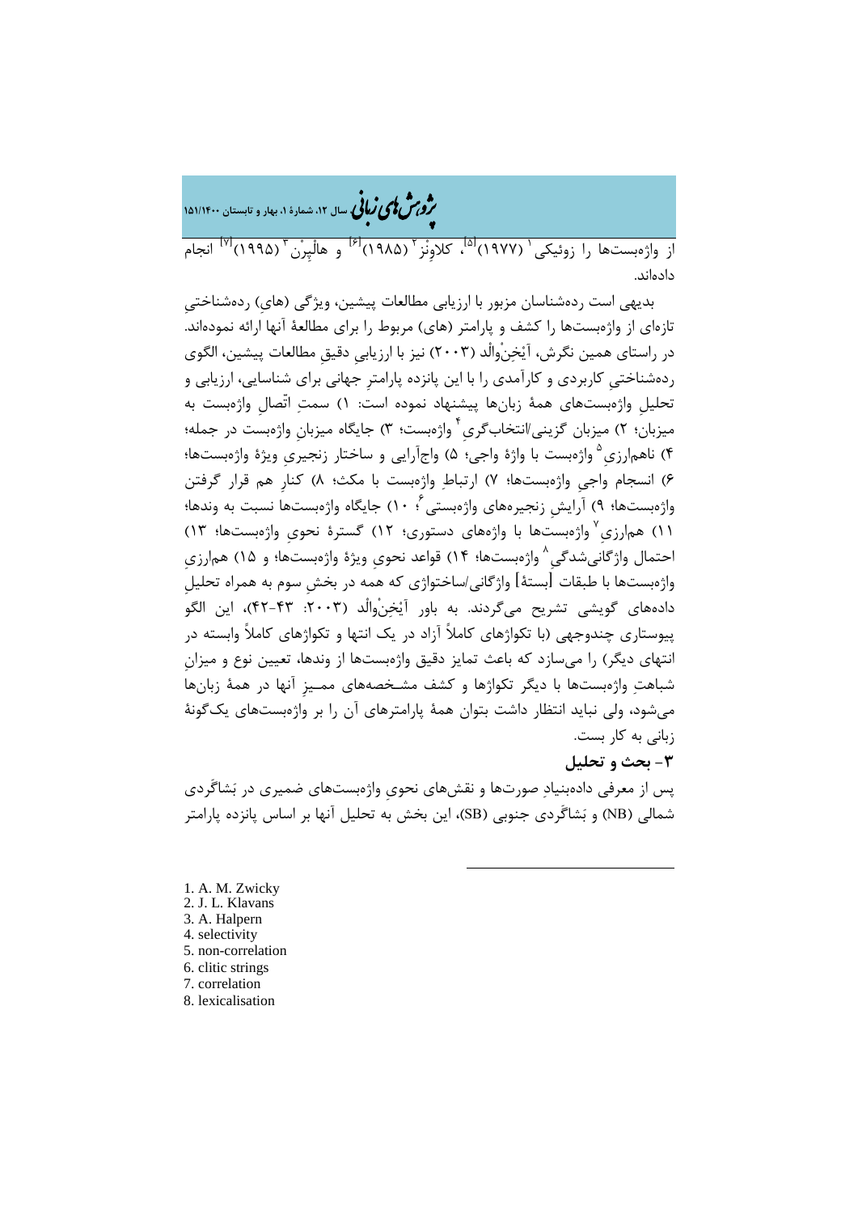از واژه‌بست‌ها را زوئیکی[1] (۱۹۷۷)[۵]، کلاوِنْز[2] (۱۹۸۵)[۶] و هالْپِرْن[3] (۱۹۹۵)[۷] انجام داده‌اند.

بدیهی است رده‌شناسان مزبور با ارزیابی مطالعات پیشین، ویژگی (های) رده‌شناختیِ تازه‌ای از واژه‌بست‌ها را کشف و پارامتر (های) مربوط را برای مطالعۀ آنها ارائه نموده‌اند. در راستای همین نگرش، آیْخِنْوالْد (۲۰۰۳) نیز با ارزیابیِ دقیقِ مطالعات پیشین، الگوی رده‌شناختیِ کاربردی و کارآمدی را با این پانزده پارامترِ جهانی برای شناسایی، ارزیابی و تحلیلِ واژه‌بست‌های همۀ زبان‌ها پیشنهاد نموده است: ۱) سمتِ اتّصالِ واژه‌بست به میزبان؛ ۲) میزبان گزینی/انتخاب‌گری[4] واژه‌بست؛ ۳) جایگاه میزبانِ واژه‌بست در جمله؛ ۴) ناهم‌ارزیِ[5] واژه‌بست با واژۀ واجی؛ ۵) واج‌آرایی و ساختار زنجیریِ ویژۀ واژه‌بست‌ها؛ ۶) انسجام واجیِ واژه‌بست‌ها؛ ۷) ارتباطِ واژه‌بست با مکث؛ ۸) کنارِ هم قرار گرفتن واژه‌بست‌ها؛ ۹) آرایشِ زنجیره‌های واژه‌بستی[6]؛ ۱۰) جایگاه واژه‌بست‌ها نسبت به وندها؛ ۱۱) هم‌ارزیِ[7] واژه‌بست‌ها با واژه‌های دستوری؛ ۱۲) گسترۀ نحویِ واژه‌بست‌ها؛ ۱۳) احتمال واژگانی‌شدگی[8] واژه‌بست‌ها؛ ۱۴) قواعد نحویِ ویژۀ واژه‌بست‌ها؛ و ۱۵) هم‌ارزیِ واژه‌بست‌ها با طبقات [بستۀ] واژگانی/ساختواژی که همه در بخشِ سوم به همراه تحلیلِ داده‌های گویشی تشریح می‌گردند. به باور آیْخِنْوالْد (۲۰۰۳: ۴۳-۴۲)، این الگو پیوستاری چندوجهی (با تکواژهای کاملاً آزاد در یک انتها و تکواژهای کاملاً وابسته در انتهای دیگر) را می‌سازد که باعث تمایز دقیق واژه‌بست‌ها از وندها، تعیین نوع و میزانِ شباهتِ واژه‌بست‌ها با دیگر تکواژها و کشف مشخصه‌های ممیزِ آنها در همۀ زبان‌ها می‌شود، ولی نباید انتظار داشت بتوان همۀ پارامترهای آن را بر واژه‌بست‌های یک‌گونۀ زبانی به کار بست.

## ۳- بحث و تحلیل

پس از معرفی داده‌بنیادِ صورت‌ها و نقش‌های نحویِ واژه‌بست‌های ضمیری در بَشاگَردی شمالی (NB) و بَشاگَردی جنوبی (SB)، این بخش به تحلیل آنها بر اساس پانزده پارامتر

---

1. A. M. Zwicky
2. J. L. Klavans
3. A. Halpern
4. selectivity
5. non-correlation
6. clitic strings
7. correlation
8. lexicalisation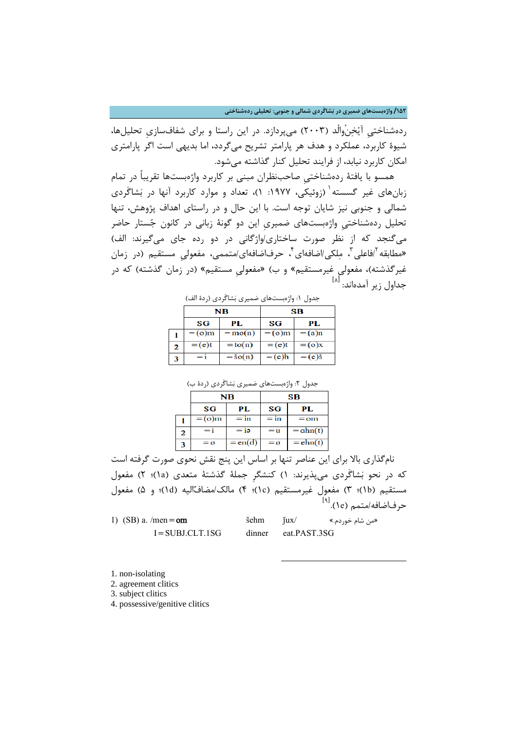رده‌شناختیِ آیْخِن‌والْد (۲۰۰۳) می‌پردازد. در این راستا و برای شفاف‌سازیِ تحلیل‌ها، شیوهٔ کاربرد، عملکرد و هدف هر پارامتر تشریح می‌گردد، اما بدیهی است اگر پارامتری امکان کاربرد نیابد، از فرایند تحلیل کنار گذاشته می‌شود.

همسو با یافتهٔ رده‌شناختیِ صاحب‌نظران مبنی بر کاربرد واژه‌بست‌ها تقریباً در تمام زبان‌های غیر گسسته[1] (زوئیکی، ۱۹۷۷: ۱)، تعداد و موارد کاربرد آنها در بَشاگَردی شمالی و جنوبی نیز شایان توجه است. با این حال و در راستای اهداف پژوهش، تنها تحلیل رده‌شناختیِ واژه‌بست‌های ضمیریِ این دو گونهٔ زبانی در کانون جُستار حاضر می‌گنجد که از نظر صورت ساختاری/واژگانی در دو رده جای می‌گیرند: الف) «مطابقه[2]/فاعلی[3]، مِلکی/اضافه‌ای[4]، حرف‌اضافه‌ای/متممی، مفعولیِ مستقیم (در زمان غیرگذشته)، مفعولیِ غیرمستقیم» و ب) «مفعولیِ مستقیم» (در زمان گذشته) که در جداول زیر آمده‌اند:[8]

جدول ۱: واژه‌بست‌های ضمیری بَشاگَردی (ردهٔ الف)

| | NB | | SB | |
|---|---|---|---|---|
| | SG | PL | SG | PL |
| 1 | =(o)m | =mo(n) | =(o)m | =(a)n |
| 2 | =(e)t | =to(n) | =(e)t | =(o)x |
| 3 | =i | =šo(n) | =(e)h | =(e)š |

جدول ۲: واژه‌بست‌های ضمیری بَشاگَردی (ردهٔ ب)

| | NB | | SB | |
|---|---|---|---|---|
| | SG | PL | SG | PL |
| 1 | =(o)m | =in | =in | =om |
| 2 | =i | =iə | =u | =ahn(t) |
| 3 | =ø | =en(d) | =ø | =ehn(t) |

نام‌گذاری بالا برای این عناصر تنها بر اساس این پنج نقش نحوی صورت گرفته است که در نحو بَشاگَردی می‌پذیرند: ۱) کنشگرِ جملهٔ گذشتهٔ متعدی (1a)؛ ۲) مفعول مستقیم (1b)؛ ۳) مفعول غیرمستقیم (1c)؛ ۴) مالک/مضاف‌الیه (1d)؛ و ۵) مفعول حرف‌اضافه/متمم (1e).[9]

1) (SB) a. /men=**om** šehm ǰux/ «من شام خوردم.»
I=SUBJ.CLT.1SG dinner eat.PAST.3SG

---

1. non-isolating
2. agreement clitics
3. subject clitics
4. possessive/genitive clitics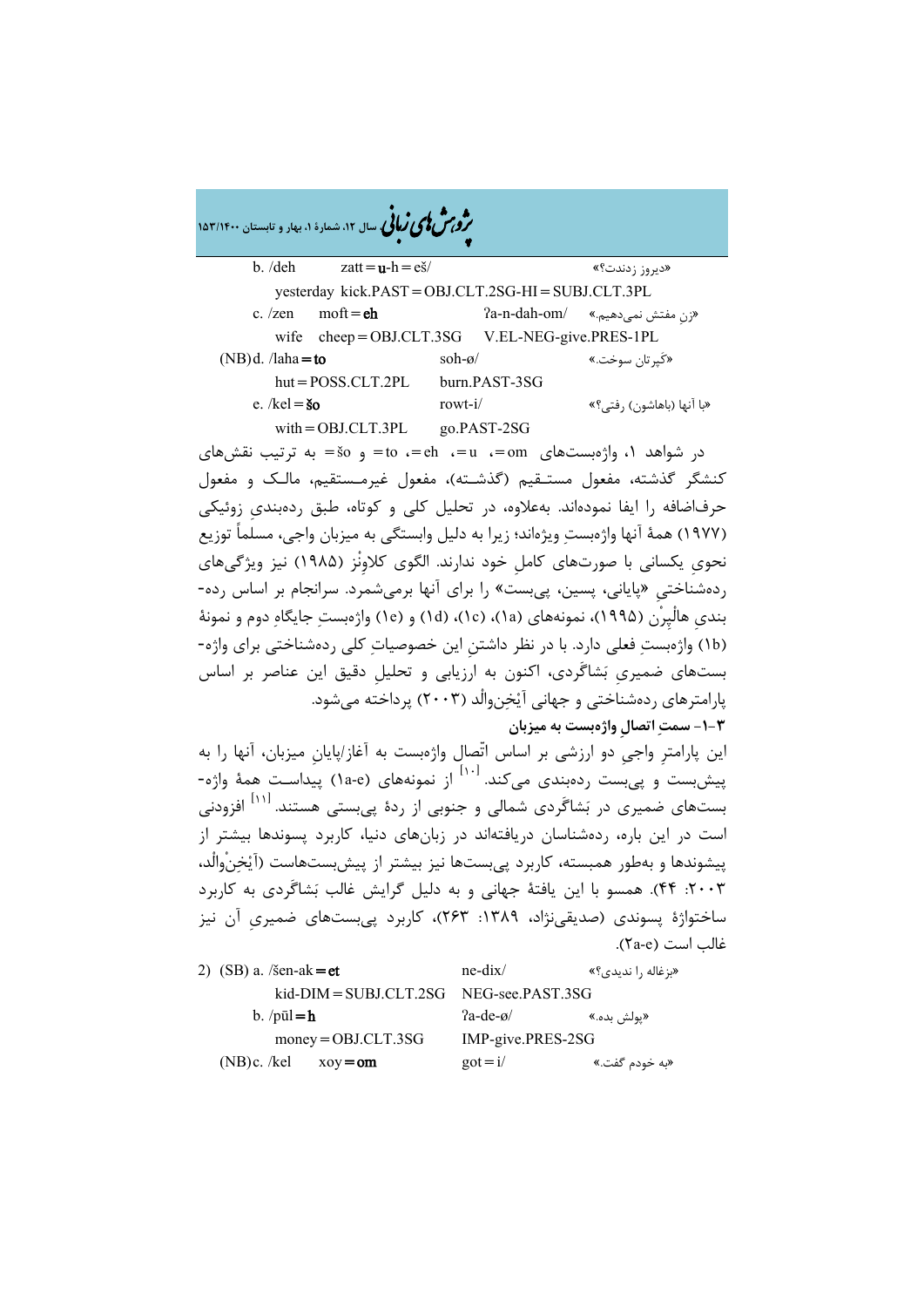b. /deh zatt=**u**-h=eš/ «دیروز زدندت؟»

yesterday kick.PAST=OBJ.CLT.2SG-HI=SUBJ.CLT.3PL

c. /zen moft=**eh** ʔa-n-dah-om/ «زن مفتش نمی‌دهیم.»

wife cheep=OBJ.CLT.3SG V.EL-NEG-give.PRES-1PL

(NB) d. /laha=**to** soh-ø/ «کَپرتان سوخت.»

hut=POSS.CLT.2PL burn.PAST-3SG

e. /kel=**šo** rowt-i/ «با آنها (باهاشون) رفتی؟»

with=OBJ.CLT.3PL go.PAST-2SG

در شواهد ۱، واژه‌بست‌های ‎=om‏، ‎=u‏، ‎=eh‏، ‎=to‏ و ‎=šo‏ به ترتیب نقش‌های کنشگر گذشته، مفعول مستقیم (گذشته)، مفعول غیرمستقیم، مالک و مفعول حرف‌اضافه را ایفا نموده‌اند. به‌علاوه، در تحلیل کلی و کوتاه، طبق رده‌بندیِ زوئیکی (۱۹۷۷) همهٔ آنها واژه‌بستِ ویژه‌اند؛ زیرا به دلیل وابستگی به میزبان واجی، مسلماً توزیع نحویِ یکسانی با صورت‌های کاملِ خود ندارند. الگوی کلاوِنْز (۱۹۸۵) نیز ویژگی‌های رده‌شناختیِ «پایانی، پسین، پی‌بست» را برای آنها برمی‌شمرد. سرانجام بر اساس رده-بندیِ هالْپِرْن (۱۹۹۵)، نمونه‌های (1a)، (1c)، (1d) و (1e) واژه‌بستِ جایگاهِ دوم و نمونهٔ (1b) واژه‌بستِ فعلی دارد. با در نظر داشتنِ این خصوصیاتِ کلی رده‌شناختی برای واژه-بست‌های ضمیریِ بَشاگَردی، اکنون به ارزیابی و تحلیلِ دقیق این عناصر بر اساس پارامترهای رده‌شناختی و جهانی آیْخِن‌والْد (۲۰۰۳) پرداخته می‌شود.

**۳-۱- سمتِ اتصالِ واژه‌بست به میزبان**

این پارامترِ واجیِ دو ارزشی بر اساس اتّصالِ واژه‌بست به آغاز/پایانِ میزبان، آنها را به پیش‌بست و پی‌بست رده‌بندی می‌کند.[۱۰] از نمونه‌های (1a-e) پیداست همهٔ واژه-بست‌های ضمیری در بَشاگَردی شمالی و جنوبی از ردهٔ پی‌بستی هستند.[۱۱] افزودنی است در این باره، رده‌شناسان دریافته‌اند در زبان‌های دنیا، کاربرد پسوندها بیشتر از پیشوندها و به‌طور همبسته، کاربرد پی‌بست‌ها نیز بیشتر از پیش‌بست‌هاست (آیْخِنْوالْد، ۲۰۰۳: ۴۴). همسو با این یافتهٔ جهانی و به دلیل گرایش غالب بَشاگَردی به کاربرد ساختواژهٔ پسوندی (صدیقی‌نژاد، ۱۳۸۹: ۲۶۳)، کاربرد پی‌بست‌های ضمیریِ آن نیز غالب است (2a-e).

2) (SB) a. /šen-ak=**et** ne-dix/ «بزغاله را ندیدی؟»

kid-DIM=SUBJ.CLT.2SG NEG-see.PAST.3SG

b. /pūl=**h** ʔa-de-ø/ «پولش بده.»

money=OBJ.CLT.3SG IMP-give.PRES-2SG

(NB) c. /kel xoy=**om** got=i/ «به خودم گفت.»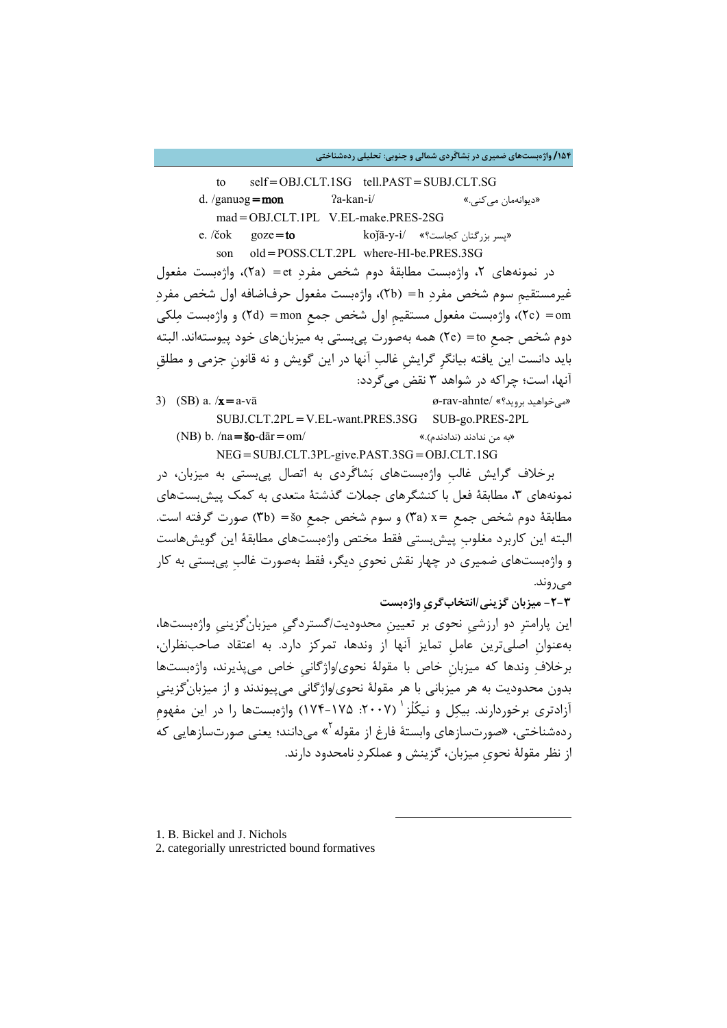to self=OBJ.CLT.1SG tell.PAST=SUBJ.CLT.SG

d. /ganuəg=**mon** ʔa-kan-i/ «دیوانه‌مان می‌کنی.»

mad=OBJ.CLT.1PL V.EL-make.PRES-2SG

e. /čok goze=**to** kojā-y-i/ «پسر بزرگتان کجاست؟»

son old=POSS.CLT.2PL where-HI-be.PRES.3SG

در نمونه‌های ۲، واژه‌بست مطابقهٔ دوم شخص مفردِ et= (2a)، واژه‌بست مفعول غیرمستقیمِ سوم شخص مفردِ h= (2b)، واژه‌بست مفعول حرف‌اضافه اول شخص مفردِ om= (2c)، واژه‌بست مفعول مستقیمِ اول شخص جمعِ mon= (2d) و واژه‌بست مِلکی دوم شخص جمعِ to= (2e) همه به‌صورت پی‌بستی به میزبان‌های خود پیوسته‌اند. البته باید دانست این یافته بیانگرِ گرایشِ غالبِ آنها در این گویش و نه قانونِ جزمی و مطلقِ آنها، است؛ چراکه در شواهد ۳ نقض می‌گردد:

3) (SB) a. /**x**=a-vā ø-rav-ahnte/ «می‌خواهید بروید؟»

SUBJ.CLT.2PL=V.EL-want.PRES.3SG SUB-go.PRES-2PL

(NB) b. /na=**šo**-dār=om/ «به من ندادند (ندادندم).»

NEG=SUBJ.CLT.3PL-give.PAST.3SG=OBJ.CLT.1SG

برخلاف گرایش غالبِ واژه‌بست‌های بَشاگَردی به اتصال پی‌بستی به میزبان، در نمونه‌های ۳، مطابقهٔ فعل با کنشگرهای جملات گذشتهٔ متعدی به کمک پیش‌بست‌های مطابقهٔ دوم شخص جمعِ x= (3a) و سوم شخص جمعِ šo= (3b) صورت گرفته است. البته این کاربرد مغلوبِ پیش‌بستی فقط مختص واژه‌بست‌های مطابقهٔ این گویش‌هاست و واژه‌بست‌های ضمیری در چهار نقش نحویِ دیگر، فقط به‌صورت غالبِ پی‌بستی به کار می‌روند.

### ۳-۲- میزبان گزینی/انتخاب‌گریِ واژه‌بست

این پارامترِ دو ارزشیِ نحوی بر تعیینِ محدودیت/گستردگیِ میزبان‌گزینیِ واژه‌بست‌ها، به‌عنوانِ اصلی‌ترین عاملِ تمایز آنها از وندها، تمرکز دارد. به اعتقاد صاحب‌نظران، برخلافِ وندها که میزبانِ خاص با مقولهٔ نحوی/واژگانیِ خاص می‌پذیرند، واژه‌بست‌ها بدون محدودیت به هر میزبانی با هر مقولهٔ نحوی/واژگانی می‌پیوندند و از میزبان‌گزینیِ آزادتری برخوردارند. بیکِل و نیکُلز[1] (۲۰۰۷: ۱۷۵-۱۷۴) واژه‌بست‌ها را در این مفهومِ رده‌شناختی، «صورت‌سازهای وابستهٔ فارغ از مقوله[2]» می‌دانند؛ یعنی صورت‌سازهایی که از نظر مقولهٔ نحویِ میزبان، گزینش و عملکردِ نامحدود دارند.

---

1. B. Bickel and J. Nichols
2. categorially unrestricted bound formatives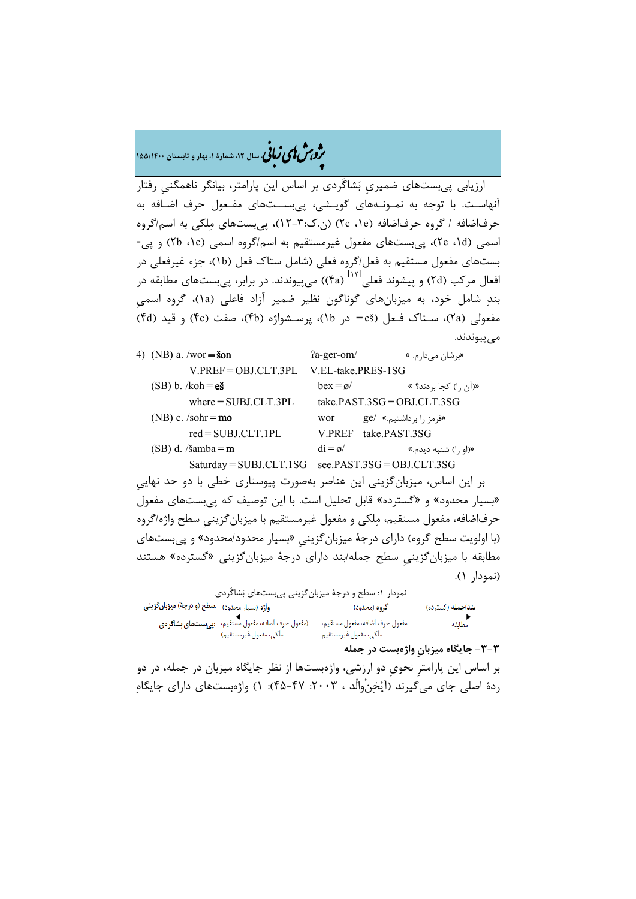ارزیابی پی‌بست‌های ضمیریِ بَشاگِردی بر اساس این پارامتر، بیانگر ناهمگنیِ رفتار آنهاست. با توجه به نمونه‌های گویشی، پی‌بست‌های مفعول حرف اضافه به حرف‌اضافه / گروه حرف‌اضافه (۱e، ۲c) (ن.ک:۳-۱۲)، پی‌بست‌های مِلکی به اسم/گروه اسمی (۱d، ۲e)، پی‌بست‌های مفعول غیرمستقیم به اسم/گروه اسمی (۱c، ۲b) و پی‌بست‌های مفعول مستقیم به فعل/گروه فعلی (شامل ستاک فعل (۱b)، جزء غیرفعلی در افعال مرکب (۲d) و پیشوند فعلی[۱۲] (۴a)) می‌پیوندند. در برابر، پی‌بست‌های مطابقه در بندِ شامل خود، به میزبان‌های گوناگون نظیر ضمیر آزاد فاعلی (۱a)، گروه اسمیِ مفعولی (۲a)، ستاک فعل (eš= در ۱b)، پرسش‌واژه (۴b)، صفت (۴c) و قید (۴d) می‌پیوندند.

4) (NB) a. /wor=**šon** ʔa-ger-om/ «برشان می‌دارم.»
V.PREF=OBJ.CLT.3PL V.EL-take.PRES-1SG

(SB) b. /koh=**eš** bex=ø/ «(آن را) کجا بردند؟»
where=SUBJ.CLT.3PL take.PAST.3SG=OBJ.CLT.3SG

(NB) c. /sohr=**mo** wor ge/ «قرمز را برداشتیم.»
red=SUBJ.CLT.1PL V.PREF take.PAST.3SG

(SB) d. /šamba=**m** di=ø/ «(او را) شنبه دیدم.»
Saturday=SUBJ.CLT.1SG see.PAST.3SG=OBJ.CLT.3SG

بر این اساس، میزبان‌گزینی این عناصر به‌صورت پیوستاری خطی با دو حد نهاییِ «بسیار محدود» و «گسترده» قابل تحلیل است. با این توصیف که پی‌بست‌های مفعول حرف‌اضافه، مفعول مستقیم، مِلکی و مفعول غیرمستقیم با میزبان‌گزینیِ سطح واژه/گروه (با اولویت سطح گروه) دارای درجهٔ میزبان‌گزینیِ «بسیار محدود/محدود» و پی‌بست‌های مطابقه با میزبان‌گزینیِ سطح جمله/بند دارای درجهٔ میزبان‌گزینی «گسترده» هستند (نمودار ۱).

نمودار ۱: سطح و درجهٔ میزبان‌گزینی پی‌بست‌های بَشاگِردی

| **سطح (و درجهٔ) میزبان‌گزینی** | واژه (بسیار محدود) | گروه (محدود) | بند/جمله (گسترده) |
|---|---|---|---|
| **پی‌بست‌های بشاگِردی** | (مفعول حرف اضافه، مفعول مستقیم، ملکی، مفعول غیرمستقیم) | مفعول حرف اضافه، مفعول مستقیم، ملکی، مفعول غیرمستقیم | مطابقه |

## ۳-۳- جایگاه میزبانِ واژه‌بست در جمله

بر اساس این پارامترِ نحویِ دو ارزشی، واژه‌بست‌ها از نظر جایگاه میزبان در جمله، در دو ردهٔ اصلی جای می‌گیرند (آیخِنْوالْد ، ۲۰۰۳: ۴۷-۴۵): ۱) واژه‌بست‌های دارای جایگاهِ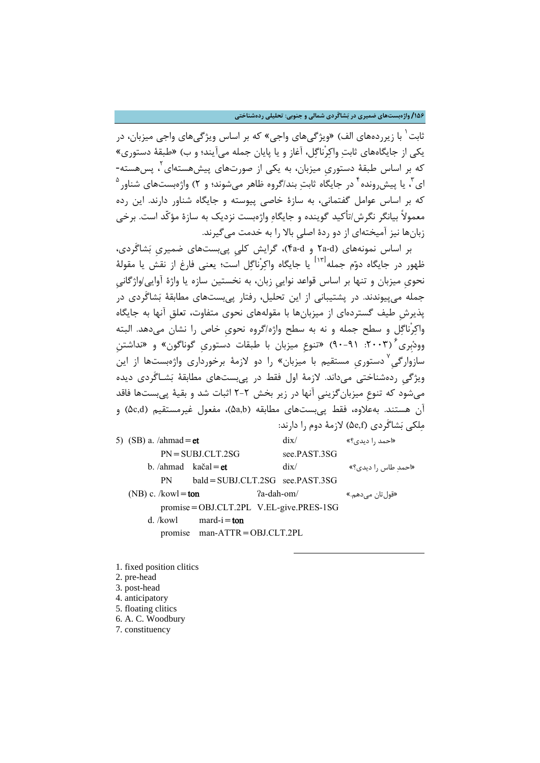ثابت[1] با زیررده‌های الف) «ویژگی‌های واجی» که بر اساس ویژگی‌های واجی میزبان، در یکی از جایگاه‌های ثابتِ واکِرْناگِل، آغاز و یا پایان جمله می‌آیند؛ و ب) «طبقهٔ دستوری» که بر اساس طبقهٔ دستوریِ میزبان، به یکی از صورت‌های پیش‌هسته‌ای[2]، پس‌هسته‌ای[3]، یا پیش‌رونده[4] در جایگاه ثابتِ بند/گروه ظاهر می‌شوند؛ و ۲) واژه‌بست‌های شناور[5] که بر اساس عوامل گفتمانی، به سازهٔ خاصی پیوسته و جایگاه شناور دارند. این رده معمولاً بیانگر نگرش/تأکید گوینده و جایگاهِ واژه‌بست نزدیک به سازهٔ مؤکّد است. برخی زبان‌ها نیز آمیخته‌ای از دو ردهٔ اصلیِ بالا را به خدمت می‌گیرند.

بر اساس نمونه‌های (2a-d و 4a-d)، گرایش کلیِ پی‌بست‌های ضمیریِ بَشاگَردی، ظهور در جایگاه دوّم جمله[13] یا جایگاه واکِرْناگِل است؛ یعنی فارغ از نقش یا مقولهٔ نحویِ میزبان و تنها بر اساس قواعد ِ نوایی زبان، به نخستین سازه یا واژهٔ آوایی/واژگانیِ جمله می‌پیوندند. در پشتیبانی از این تحلیل، رفتار پی‌بست‌های مطابقهٔ بَشاگَردی در پذیرشِ طیف گسترده‌ای از میزبان‌ها با مقوله‌های نحوی متفاوت، تعلقِ آنها به جایگاه واکِرْناگِل و سطح جمله و نه به سطح واژه/گروه نحویِ خاص را نشان می‌دهد. البته وودبری[6] (۲۰۰۳: ۹۱-۹۰) «تنوعِ میزبان با طبقات دستوریِ گوناگون» و «نداشتنِ سازوارگیِ[7] دستوریِ مستقیم با میزبان» را دو لازمهٔ برخورداری واژه‌بست‌ها از این ویژگیِ رده‌شناختی می‌داند. لازمهٔ اول فقط در پی‌بست‌های مطابقهٔ بَشاگَردی دیده می‌شود که تنوعِ میزبان‌گزینیِ آنها در زیر بخش ۲-۲ اثبات شد و بقیهٔ پی‌بست‌ها فاقد آن هستند. به‌علاوه، فقط پی‌بست‌های مطابقه (5a,b)، مفعول غیرمستقیم (5c,d) و مِلکی بَشاگَردی (5e,f) لازمهٔ دوم را دارند:

```
5)  (SB) a. /ahmad=et                    dix/                 «احمد را دیدی؟»
            PN=SUBJ.CLT.2SG              see.PAST.3SG
         b. /ahmad   kačal=et            dix/                 «احمدِ طاس را دیدی؟»
            PN       bald=SUBJ.CLT.2SG   see.PAST.3SG
    (NB) c. /kowl=ton                ʔa-dah-om/               «قول‌تان می‌دهم.»
            promise=OBJ.CLT.2PL      V.EL-give.PRES-1SG
         d. /kowl       mard-i=ton
            promise     man-ATTR=OBJ.CLT.2PL
```

---

1. fixed position clitics
2. pre-head
3. post-head
4. anticipatory
5. floating clitics
6. A. C. Woodbury
7. constituency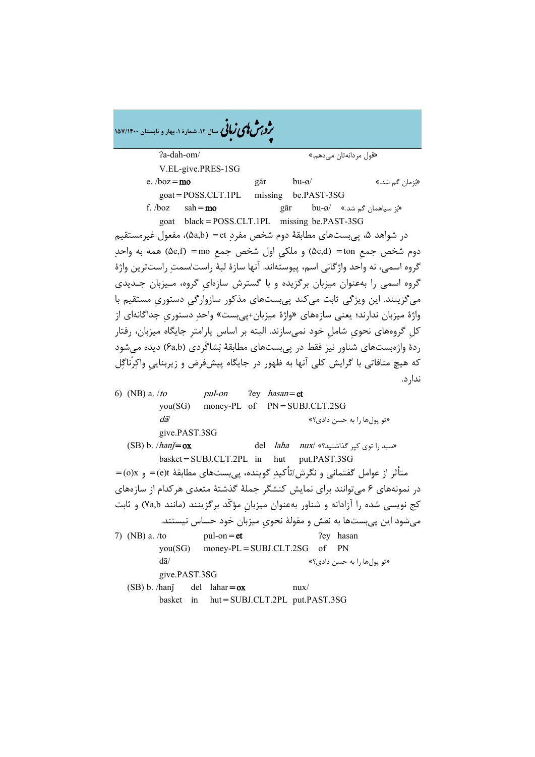ʔa-dah-om/ «قول مردانه‌تان می‌دهم.»

V.EL-give.PRES-1SG

e. /boz=**mo** gār bu-ø/ «بُزمان گم شد.»

goat=POSS.CLT.1PL missing be.PAST-3SG

f. /boz sah=**mo** gār bu-ø/ «بُز سیاهمان گم شد.»

goat black=POSS.CLT.1PL missing be.PAST-3SG

در شواهد ۵، پی‌بست‌های مطابقهٔ دوم شخص مفردِ et= (۵a,b)، مفعول غیرمستقیم دوم شخص جمعِ ton= (۵c,d) و ملکیِ اول شخص جمعِ mo= (۵e,f) همه به واحدِ گروه اسمی، نه واحد واژگانی اسم، پیوسته‌اند. آنها سازهٔ لبهٔ راست/سمتِ راست‌ترین واژهٔ گروه اسمی را به‌عنوان میزبان برگزیده و با گسترش سازه‌ای گروه، مـیزبان جـدیدی می‌گزینند. این ویژگی ثابت می‌کند پی‌بست‌های مذکور سازوارگیِ دستوریِ مستقیم با واژهٔ میزبان ندارند؛ یعنی سازه‌های «واژهٔ میزبان+پی‌بست» واحدِ دستوریِ جداگانه‌ای از کلِ گروه‌های نحویِ شاملِ خود نمی‌سازند. البته بر اساس پارامترِ جایگاه میزبان، رفتار ردهٔ واژه‌بست‌های شناور نیز فقط در پی‌بست‌های مطابقهٔ بَشاگَردی (۶a,b) دیده می‌شود که هیچ منافاتی با گرایش کلی آنها به ظهور در جایگاه پیش‌فرض و زیربناییِ واکِرناگِل ندارد.

6) (NB) a. /*to* *pul-on* ʔey *hasan*=**et**

you(SG) money-PL of PN=SUBJ.CLT.2SG

*dā*/ «تو پول‌ها را به حسن دادی؟»

give.PAST.3SG

(SB) b. /*hanǰ*=**ox** del *laha* *nux*/ «سبد را توی کپر گذاشتید؟»

basket=SUBJ.CLT.2PL in hut put.PAST.3SG

متأثر از عوامل گفتمانی و نگرش/تأکیدِ گوینده، پی‌بست‌های مطابقهٔ (e)t= و (o)x= در نمونه‌های ۶ می‌توانند برای نمایش کنشگر جملهٔ گذشتهٔ متعدی هرکدام از سازه‌های کج نویسی شده را آزادانه و شناور به‌عنوان میزبانِ مؤکّد برگزینند (مانند ۷a,b) و ثابت می‌شود این پی‌بست‌ها به نقش و مقولهٔ نحویِ میزبان خود حساس نیستند.

7) (NB) a. /to pul-on=**et** ʔey hasan

you(SG) money-PL=SUBJ.CLT.2SG of PN

dā/ «تو پول‌ها را به حسن دادی؟»

give.PAST.3SG

(SB) b. /hanǰ del lahar=**ox** nux/

basket in hut=SUBJ.CLT.2PL put.PAST.3SG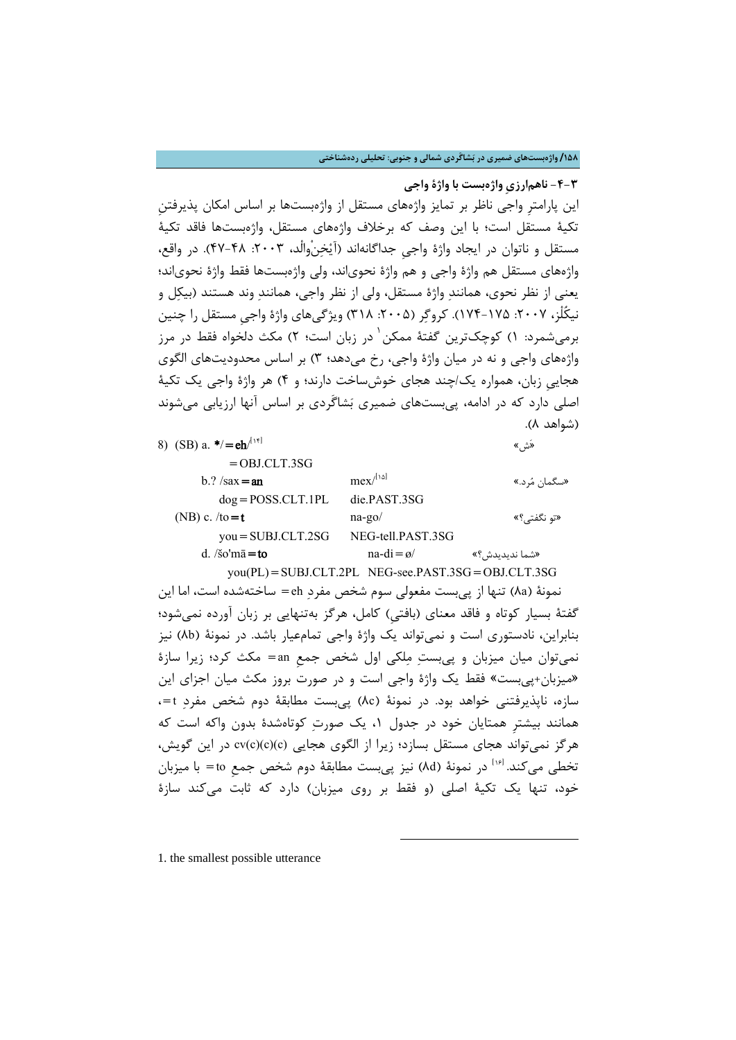### ۳-۴- ناهم‌ارزیِ واژه‌بست با واژهٔ واجی

این پارامترِ واجی ناظر بر تمایز واژه‌های مستقل از واژه‌بست‌ها بر اساس امکان پذیرفتنِ تکیهٔ مستقل است؛ با این وصف که برخلاف واژه‌های مستقل، واژه‌بست‌ها فاقد تکیهٔ مستقل و ناتوان در ایجاد واژهٔ واجیِ جداگانه‌اند (آیْخِنْوالْد، ۲۰۰۳: ۴۸-۴۷). در واقع، واژه‌های مستقل هم واژهٔ واجی و هم واژهٔ نحوی‌اند، ولی واژه‌بست‌ها فقط واژهٔ نحوی‌اند؛ یعنی از نظر نحوی، همانندِ واژهٔ مستقل، ولی از نظر واجی، همانندِ وند هستند (بیکِل و نیکُلْز، ۲۰۰۷: ۱۷۵-۱۷۴). کروگِر (۲۰۰۵: ۳۱۸) ویژگی‌های واژهٔ واجیِ مستقل را چنین برمی‌شمرد: ۱) کوچک‌ترین گفتهٔ ممکن[1] در زبان است؛ ۲) مکث دلخواه فقط در مرز واژه‌های واجی و نه در میان واژهٔ واجی، رخ می‌دهد؛ ۳) بر اساس محدودیت‌های الگوی هجاییِ زبان، همواره یک/چند هجای خوش‌ساخت دارند؛ و ۴) هر واژهٔ واجی یک تکیهٔ اصلی دارد که در ادامه، پی‌بست‌های ضمیری بَشاگَردی بر اساس آنها ارزیابی می‌شوند (شواهد ۸).

8) (SB) a. */=eh/[14] «َش»
 =OBJ.CLT.3SG

 b.? /sax=an mex/[15] «سگمان مُرد.»
 dog=POSS.CLT.1PL die.PAST.3SG

(NB) c. /to=t na-go/ «تو نگفتی؟»
 you=SUBJ.CLT.2SG NEG-tell.PAST.3SG

 d. /šo'mā=to na-di=ø/ «شما ندیدیدش؟»
 you(PL)=SUBJ.CLT.2PL NEG-see.PAST.3SG=OBJ.CLT.3SG

نمونهٔ (۸a) تنها از پی‌بست مفعولی سوم شخص مفردِ eh= ساخته‌شده است، اما این گفتهٔ بسیار کوتاه و فاقد معنای (بافتیِ) کامل، هرگز به‌تنهایی بر زبان آورده نمی‌شود؛ بنابراین، نادستوری است و نمی‌تواند یک واژهٔ واجی تمام‌عیار باشد. در نمونهٔ (۸b) نیز نمی‌توان میان میزبان و پی‌بستِ مِلکی اول شخص جمعِ an= مکث کرد؛ زیرا سازهٔ «میزبان+پی‌بست» فقط یک واژهٔ واجی است و در صورت بروز مکث میان اجزای این سازه، ناپذیرفتنی خواهد بود. در نمونهٔ (۸c) پی‌بست مطابقهٔ دوم شخص مفردِ t=، همانند بیشترِ همتایان خود در جدول ۱، یک صورتِ کوتاه‌شدهٔ بدون واکه است که هرگز نمی‌تواند هجای مستقل بسازد؛ زیرا از الگوی هجایی cv(c)(c)(c) در این گویش، تخطی می‌کند.[16] در نمونهٔ (۸d) نیز پی‌بست مطابقهٔ دوم شخص جمعِ to= با میزبان خود، تنها یک تکیهٔ اصلی (و فقط بر روی میزبان) دارد که ثابت می‌کند سازهٔ

---

1. the smallest possible utterance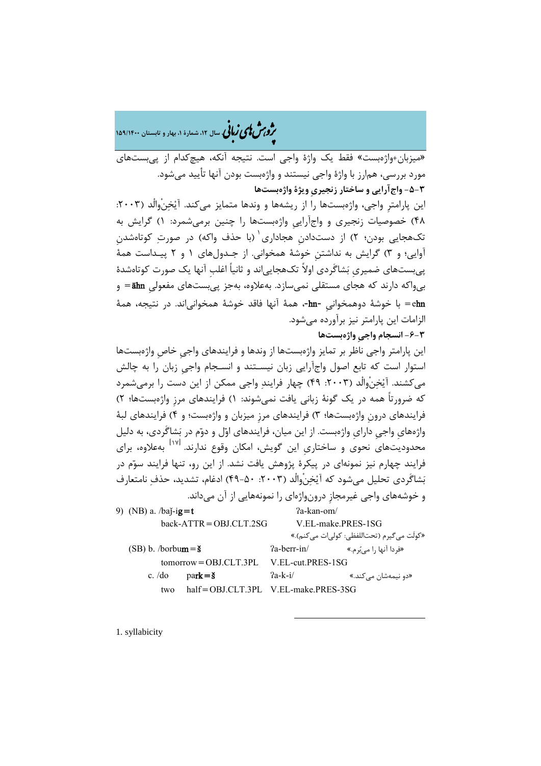«میزبان+واژه‌بست» فقط یک واژهٔ واجی است. نتیجه آنکه، هیچ‌کدام از پی‌بست‌های مورد بررسی، هم‌ارز با واژهٔ واجی نیستند و واژه‌بست بودن آنها تأیید می‌شود.

**۳-۵- واج‌آرایی و ساختار زنجیری ویژهٔ واژه‌بست‌ها**

این پارامترِ واجی، واژه‌بست‌ها را از ریشه‌ها و وندها متمایز می‌کند. آیْخِنْوالْد (۲۰۰۳: ۴۸) خصوصیات زنجیری و واج‌آراییِ واژه‌بست‌ها را چنین برمی‌شمرد: ۱) گرایش به تک‌هجایی بودن؛ ۲) از دست‌دادنِ هجاداری[1] (با حذف واکه) در صورتِ کوتاه‌شدنِ آوایی؛ و ۳) گرایش به نداشتنِ خوشهٔ همخوانی. از جدول‌های ۱ و ۲ پیداست همهٔ پی‌بست‌های ضمیریِ بَشاگَردی اولاً تک‌هجایی‌اند و ثانیاً اغلبِ آنها یک صورت کوتاه‌شدهٔ بی‌واکه دارند که هجای مستقلی نمی‌سازد. به‌علاوه، به‌جز پی‌بست‌های مفعولیِ **āhn**= و **ehn**= با خوشهٔ دوهمخوانیِ **-hn-**، همهٔ آنها فاقد خوشهٔ همخوانی‌اند. در نتیجه، همهٔ الزامات این پارامتر نیز برآورده می‌شود.

**۳-۶- انسجام واجیِ واژه‌بست‌ها**

این پارامتر واجی ناظر بر تمایز واژه‌بست‌ها از وندها و فرایندهای واجیِ خاصِ واژه‌بست‌ها استوار است که تابع اصول واج‌آرایی زبان نیستند و انسجام واجیِ زبان را به چالش می‌کشند. آیْخِنْوالْد (۲۰۰۳: ۴۹) چهار فرایندِ واجی ممکن از این دست را برمی‌شمرد که ضرورتاً همه در یک گونهٔ زبانی یافت نمی‌شوند: ۱) فرایندهای مرزِ واژه‌بست‌ها؛ ۲) فرایندهای درونِ واژه‌بست‌ها؛ ۳) فرایندهای مرزِ میزبان و واژه‌بست؛ و ۴) فرایندهای لبهٔ واژه‌های واجیِ دارایِ واژه‌بست. از این میان، فرایندهای اوّل و دوّم در بَشاگَردی، به دلیل محدودیت‌های نحوی و ساختاریِ این گویش، امکان وقوع ندارند. [۱۷] به‌علاوه، برای فرایند چهارم نیز نمونه‌ای در پیکرهٔ پژوهش یافت نشد. از این رو، تنها فرایند سوّم در بَشاگَردی تحلیل می‌شود که آیْخِنْوالْد (۲۰۰۳: ۵۰-۴۹) ادغام، تشدید، حذفِ نامتعارف و خوشه‌های واجی غیرمجازِ درون‌واژه‌ای را نمونه‌هایی از آن می‌داند.

```
9)  (NB) a. /baǰ-ig=t              ʔa-kan-om/
            back-ATTR=OBJ.CLT.2SG   V.EL-make.PRES-1SG
                                    «کولت می‌گیرم (تحت‌اللفظی: کولی‌ات می‌کنم).»
    (SB) b. /borbum=š               ʔa-berr-in/          «فردا آنها را می‌بُرم.»
            tomorrow=OBJ.CLT.3PL    V.EL-cut.PRES-1SG
         c. /do    park=š           ʔa-k-i/              «دو نیمه‌شان می‌کند.»
            two    half=OBJ.CLT.3PL V.EL-make.PRES-3SG
```

---

1. syllabicity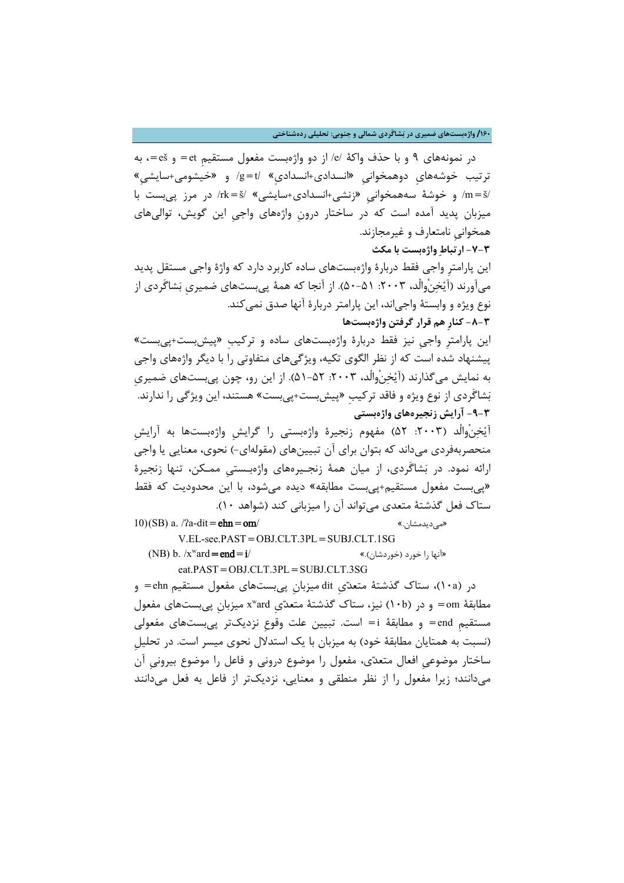در نمونه‌های ۹ و با حذف واکهٔ /e/ از دو واژه‌بست مفعول مستقیمِ et= و eš=، به ترتیب خوشه‌های دوهمخوانیِ «انسدادی+انسدادیِ» /g=t/ و «خیشومی+سایشیِ» /m=š/ و خوشهٔ سه‌همخوانیِ «زنشی+انسدادی+سایشی» /rk=š/ در مرز پی‌بست با میزبان پدید آمده است که در ساختار درونِ واژه‌های واجیِ این گویش، توالی‌های همخوانیِ نامتعارف و غیرمجازند.

### ۳-۷- ارتباطِ واژه‌بست با مکث

این پارامترِ واجی فقط دربارهٔ واژه‌بست‌های ساده کاربرد دارد که واژهٔ واجی مستقل پدید می‌آورند (آیْخِنْوالْد، ۲۰۰۳: ۵۱-۵۰). از آنجا که همهٔ پی‌بست‌های ضمیریِ بَشاگَردی از نوع ویژه و وابستهٔ واجی‌اند، این پارامتر دربارهٔ آنها صدق نمی‌کند.

### ۳-۸- کنارِ هم قرار گرفتن واژه‌بست‌ها

این پارامترِ واجی نیز فقط دربارهٔ واژه‌بست‌های ساده و ترکیبِ «پیش‌بست+پی‌بست» پیشنهاد شده است که از نظر الگوی تکیه، ویژگی‌های متفاوتی را با دیگر واژه‌های واجی به نمایش می‌گذارند (آیْخِنْوالْد، ۲۰۰۳: ۵۲-۵۱). از این رو، چون پی‌بست‌های ضمیریِ بَشاگَردی از نوع ویژه و فاقد ترکیبِ «پیش‌بست+پی‌بست» هستند، این ویژگی را ندارند.

### ۳-۹- آرایش زنجیره‌های واژه‌بستی

آیْخِنْوالْد (۲۰۰۳: ۵۲) مفهوم زنجیرهٔ واژه‌بستی را گرایشِ واژه‌بست‌ها به آرایشِ منحصربه‌فردی می‌داند که بتوان برای آن تبیین‌های (مقوله‌ای-) نحوی، معنایی یا واجی ارائه نمود. در بَشاگَردی، از میان همهٔ زنجیره‌های واژه‌بستیِ ممکن، تنها زنجیرهٔ «پی‌بست مفعول مستقیم+پی‌بست مطابقه» دیده می‌شود، با این محدودیت که فقط ستاک فعل گذشتهٔ متعدی می‌تواند آن را میزبانی کند (شواهد ۱۰).

10)(SB) a. /ʔa-dit=**ehn**=**om**/ «می‌دیدمشان.»
V.EL-see.PAST=OBJ.CLT.3PL=SUBJ.CLT.1SG

(NB) b. /xʷard=**end**=**i**/ «آنها را خورد (خوردشان).»
eat.PAST=OBJ.CLT.3PL=SUBJ.CLT.3SG

در (۱۰a)، ستاک گذشتهٔ متعدّیِ dit میزبانِ پی‌بست‌های مفعول مستقیمِ ehn= و مطابقهٔ om= و در (۱۰b) نیز، ستاک گذشتهٔ متعدّیِ xʷard میزبانِ پی‌بست‌های مفعول مستقیمِ end= و مطابقهٔ i= است. تبیین علت وقوعِ نزدیک‌تر پی‌بست‌های مفعولی (نسبت به همتایان مطابقهٔ خود) به میزبان با یک استدلال نحوی میسر است. در تحلیلِ ساختار موضوعیِ افعال متعدّی، مفعول را موضوع درونی و فاعل را موضوع بیرونیِ آن می‌دانند؛ زیرا مفعول را از نظر منطقی و معنایی، نزدیک‌تر از فاعل به فعل می‌دانند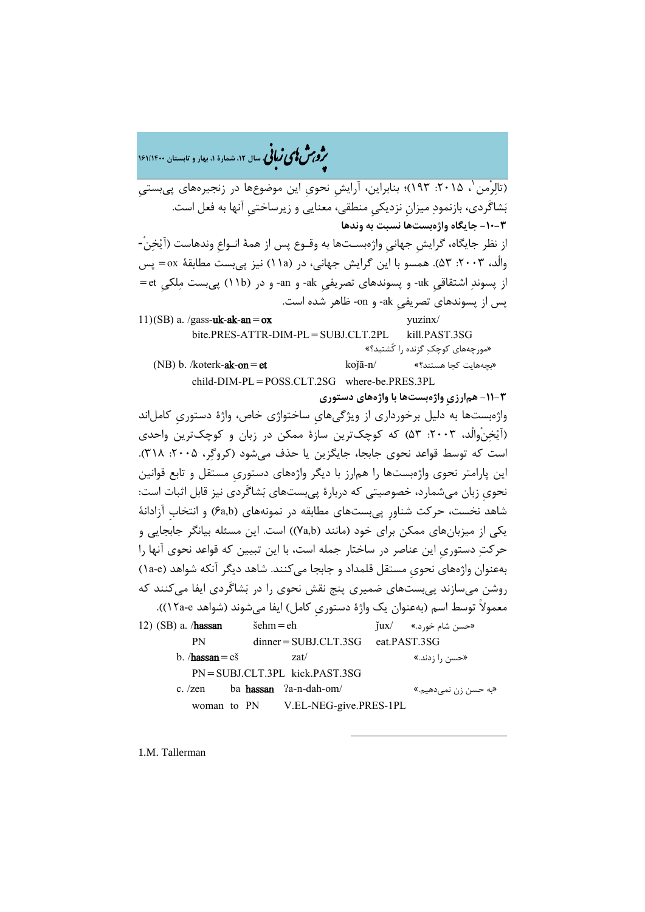(تالِرْمن[1]، ۲۰۱۵: ۱۹۳)؛ بنابراین، آرایشِ نحویِ این موضوع‌ها در زنجیره‌های پی‌بستیِ بَشاگِردی، بازنمودِ میزانِ نزدیکیِ منطقی، معنایی و زیرساختیِ آنها به فعل است.

**۳-۱۰- جایگاه واژه‌بست‌ها نسبت به وندها**

از نظر جایگاه، گرایشِ جهانیِ واژه‌بست‌ها به وقوع پس از همهٔ انـواعِ وندهاست (آیْخِنْ-والْد، ۲۰۰۳: ۵۳). همسو با این گرایش جهانی، در (۱۱a) نیز پی‌بست مطابقهٔ ox= پس از پسوندِ اشتقاقیِ -uk و پسوندهای تصریفیِ -ak و -an و در (۱۱b) پی‌بست مِلکیِ et= پس از پسوندهای تصریفیِ -ak و -on ظاهر شده است.

11)(SB) a. /gass-**uk-ak-an**=**ox** yuzinx/
bite.PRES-ATTR-DIM-PL=SUBJ.CLT.2PL kill.PAST.3SG
«مورچه‌های کوچکِ گزنده را کُشتید؟»

(NB) b. /koterk-**ak-on**=**et** koǰā-n/ «بچه‌هایت کجا هستند؟»
child-DIM-PL=POSS.CLT.2SG where-be.PRES.3PL

**۳-۱۱- هم‌ارزیِ واژه‌بست‌ها با واژه‌های دستوری**

واژه‌بست‌ها به دلیل برخورداری از ویژگی‌هایِ ساختواژیِ خاص، واژهٔ دستوریِ کامل‌اند (آیْخِنْ‌والْد، ۲۰۰۳: ۵۳) که کوچک‌ترین سازهٔ ممکن در زبان و کوچک‌ترین واحدی است که توسط قواعد نحوی جابجا، جایگزین یا حذف می‌شود (کروگِر، ۲۰۰۵: ۳۱۸). این پارامتر نحوی واژه‌بست‌ها را هم‌ارز با دیگر واژه‌های دستوریِ مستقل و تابع قوانین نحویِ زبان می‌شمارد، خصوصیتی که دربارهٔ پی‌بست‌های بَشاگِردی نیز قابل اثبات است: شاهد نخست، حرکت شناورِ پی‌بست‌های مطابقه در نمونه‌های (۶a,b) و انتخابِ آزادانهٔ یکی از میزبان‌های ممکن برای خود (مانند (۷a,b)) است. این مسئله بیانگر جابجایی و حرکتِ دستوریِ این عناصر در ساختار جمله است، با این تبیین که قواعد نحوی آنها را به‌عنوان واژه‌های نحویِ مستقل قلمداد و جابجا می‌کنند. شاهد دیگر آنکه شواهد (۱a-e) روشن می‌سازند پی‌بست‌های ضمیری پنج نقش نحوی را در بَشاگِردی ایفا می‌کنند که معمولاً توسط اسم (به‌عنوان یک واژهٔ دستوریِ کامل) ایفا می‌شوند (شواهد ۱۲a-e)).

12) (SB) a. /**hassan** šehm=eh ǰux/ «حسن شام خورد.»
PN dinner=SUBJ.CLT.3SG eat.PAST.3SG

b. /**hassan**=eš zat/ «حسن را زدند.»
PN=SUBJ.CLT.3PL kick.PAST.3SG

c. /zen ba **hassan** ʔa-n-dah-om/ «به حسن زن نمی‌دهیم.»
woman to PN V.EL-NEG-give.PRES-1PL

---

1. M. Tallerman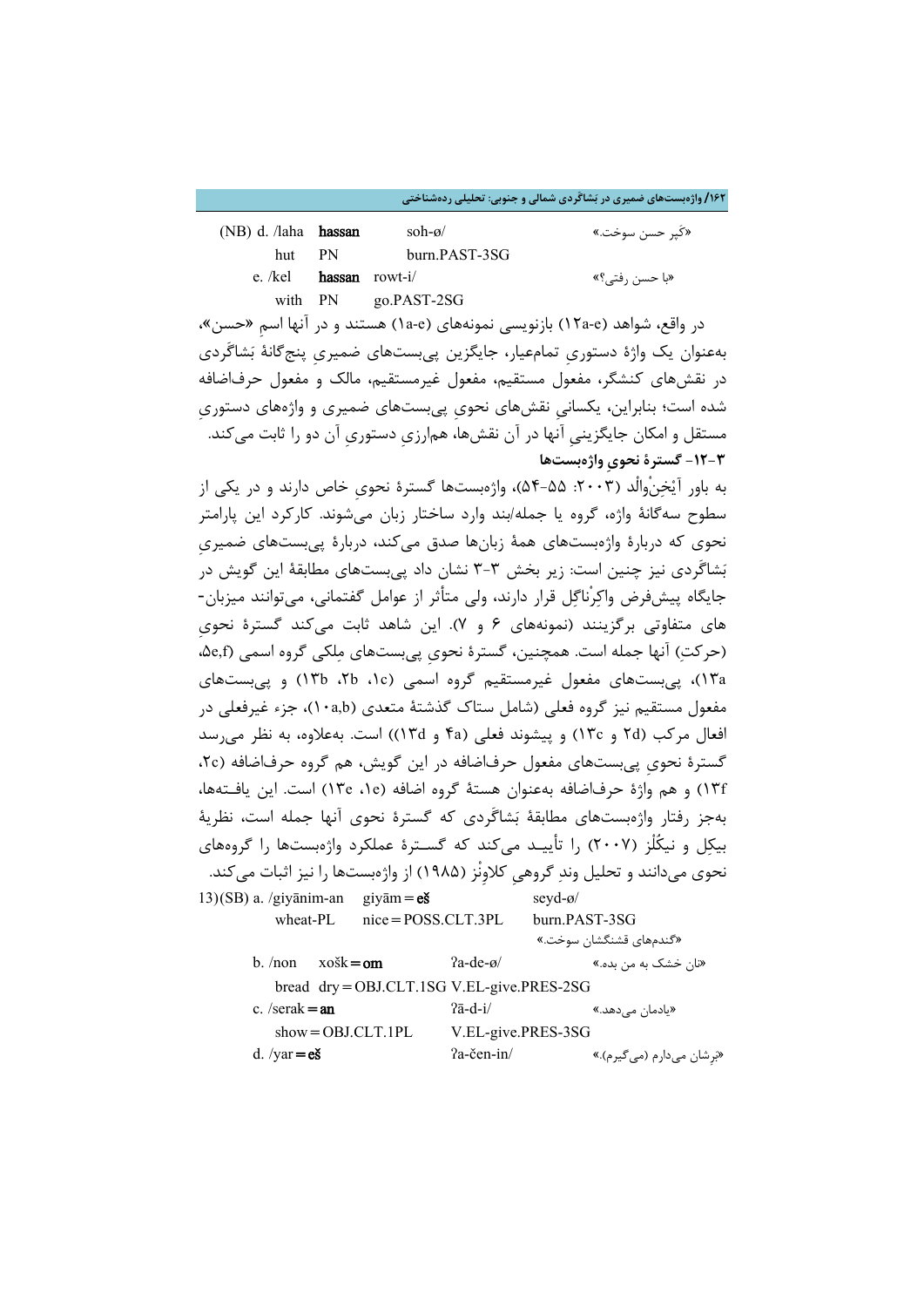(NB) d. /laha **hassan** soh-ø/ «کَپر حسن سوخت.»
hut PN burn.PAST-3SG

e. /kel **hassan** rowt-i/ «با حسن رفتی؟»
with PN go.PAST-2SG

در واقع، شواهد (۱۲a-e) بازنویسی نمونه‌های (۱a-e) هستند و در آنها اسمِ «حسن»، به‌عنوان یک واژهٔ دستوریِ تمام‌عیار، جایگزین پی‌بست‌های ضمیریِ پنج‌گانهٔ بَشاگَردی در نقش‌های کنشگر، مفعول مستقیم، مفعول غیرمستقیم، مالک و مفعول حرف‌اضافه شده است؛ بنابراین، یکسانیِ نقش‌های نحویِ پی‌بست‌های ضمیری و واژه‌های دستوریِ مستقل و امکان جایگزینیِ آنها در آن نقش‌ها، هم‌ارزیِ دستوریِ آن دو را ثابت می‌کند.

### ۳-۱۲- گسترهٔ نحویِ واژه‌بست‌ها

به باور آیْخِنْوالْد (۲۰۰۳: ۵۵-۵۴)، واژه‌بست‌ها گسترهٔ نحوی خاص دارند و در یکی از سطوح سه‌گانهٔ واژه، گروه یا جمله/بند وارد ساختار زبان می‌شوند. کارکرد این پارامتر نحوی که دربارهٔ واژه‌بست‌های همهٔ زبان‌ها صدق می‌کند، دربارهٔ پی‌بست‌های ضمیریِ بَشاگَردی نیز چنین است: زیر بخش ۳-۳ نشان داد پی‌بست‌های مطابقهٔ این گویش در جایگاه پیش‌فرض واکِرْناگِل قرار دارند، ولی متأثر از عوامل گفتمانی، می‌توانند میزبان-های متفاوتی برگزینند (نمونه‌های ۶ و ۷). این شاهد ثابت می‌کند گسترهٔ نحویِ (حرکتِ) آنها جمله است. همچنین، گسترهٔ نحویِ پی‌بست‌های مِلکی گروه اسمی (۵e,f، ۱۳a)، پی‌بست‌های مفعول غیرمستقیم گروه اسمی (۱c، ۲b، ۱۳b) و پی‌بست‌های مفعول مستقیم نیز گروه فعلی (شامل ستاک گذشتهٔ متعدی (۱۰a,b)، جزء غیرفعلی در افعال مرکب (۲d و ۱۳c) و پیشوند فعلی (۴a و ۱۳d)) است. به‌علاوه، به نظر می‌رسد گسترهٔ نحویِ پی‌بست‌های مفعول حرف‌اضافه در این گویش، هم گروه حرف‌اضافه (۲c، ۱۳f) و هم واژهٔ حرف‌اضافه به‌عنوان هستهٔ گروه اضافه (۱e، ۱۳e) است. این یافته‌ها، به‌جز رفتار واژه‌بست‌های مطابقهٔ بَشاگَردی که گسترهٔ نحوی آنها جمله است، نظریهٔ بیکِل و نیکُلز (۲۰۰۷) را تأیید می‌کند که گسترهٔ عملکرد واژه‌بست‌ها را گروه‌های نحوی می‌دانند و تحلیل وندِ گروهیِ کلاوِنْز (۱۹۸۵) از واژه‌بست‌ها را نیز اثبات می‌کند.

13)(SB) a. /giyānim-an giyām=**eš** seyd-ø/
wheat-PL nice=POSS.CLT.3PL burn.PAST-3SG
«گندم‌های قشنگشان سوخت.»

b. /non xošk=**om** ʔa-de-ø/ «نان خشک به من بده.»
bread dry=OBJ.CLT.1SG V.EL-give.PRES-2SG

c. /serak=**an** ʔā-d-i/ «یادمان می‌دهد.»
show=OBJ.CLT.1PL V.EL-give.PRES-3SG

d. /yar=**eš** ʔa-čen-in/ «بَرِشان می‌دارم (می‌گیرم).»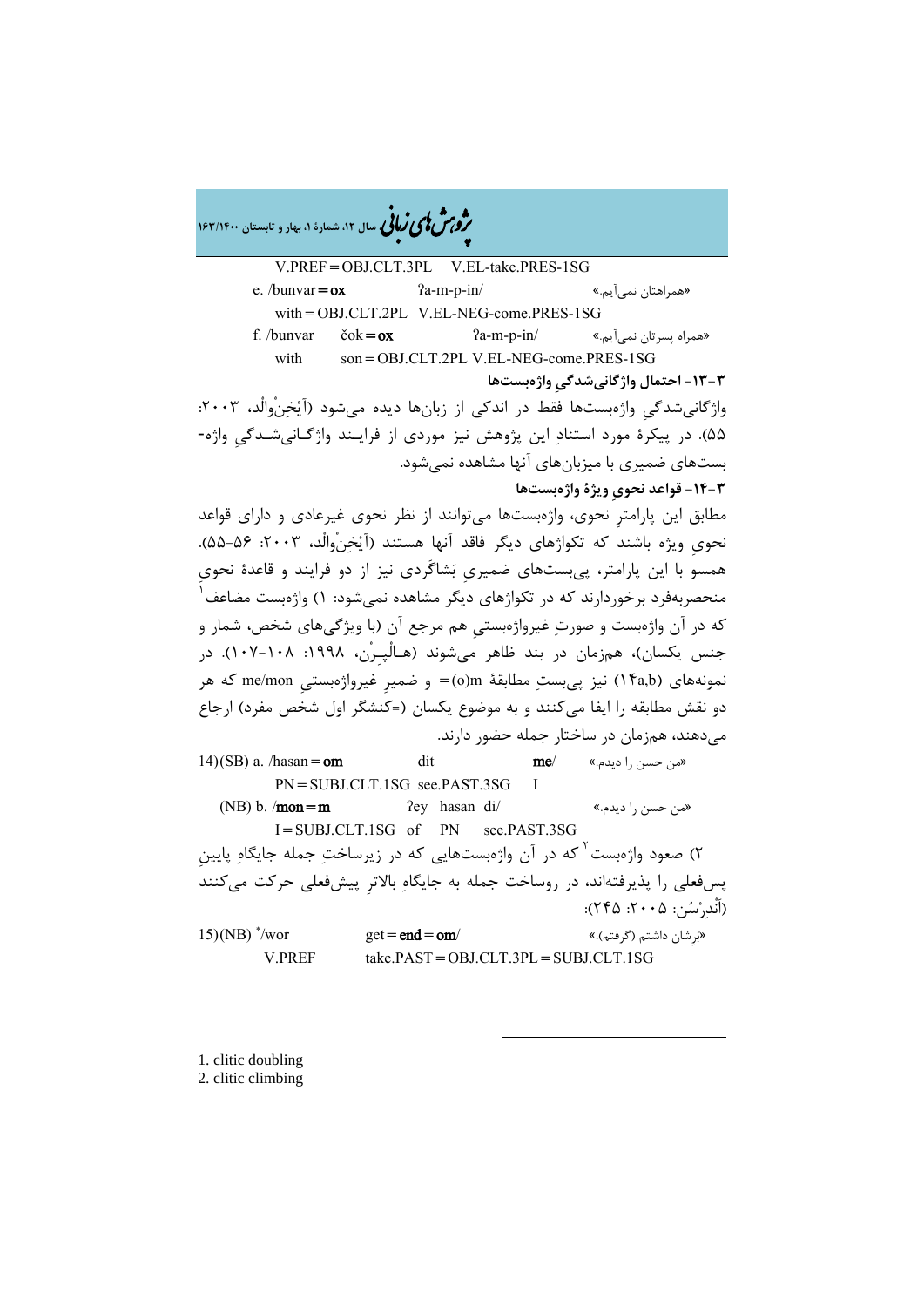V.PREF = OBJ.CLT.3PL   V.EL-take.PRES-1SG

e. /bunvar = **ox**   ʔa-m-p-in/   «همراهتان نمی‌آیم.»

with = OBJ.CLT.2PL   V.EL-NEG-come.PRES-1SG

f. /bunvar   čok = **ox**   ʔa-m-p-in/   «همراه پسرتان نمی‌آیم.»

with   son = OBJ.CLT.2PL V.EL-NEG-come.PRES-1SG

**۳-۱۳- احتمال واژگانی‌شدگیِ واژه‌بست‌ها**

واژگانی‌شدگیِ واژه‌بست‌ها فقط در اندکی از زبان‌ها دیده می‌شود (آیْخِنْوالْد، ۲۰۰۳: ۵۵). در پیکرهٔ مورد استنادِ این پژوهش نیز موردی از فرایند واژگانی‌شدگیِ واژه‌بست‌های ضمیری با میزبان‌های آنها مشاهده نمی‌شود.

**۳-۱۴- قواعد نحویِ ویژهٔ واژه‌بست‌ها**

مطابق این پارامترِ نحوی، واژه‌بست‌ها می‌توانند از نظر نحوی غیرعادی و دارای قواعد نحویِ ویژه باشند که تکواژهای دیگر فاقد آنها هستند (آیْخِنْوالْد، ۲۰۰۳: ۵۶-۵۵). همسو با این پارامتر، پی‌بست‌های ضمیریِ بَشاگَردی نیز از دو فرایند و قاعدهٔ نحویِ منحصربه‌فرد برخوردارند که در تکواژهای دیگر مشاهده نمی‌شود: ۱) واژه‌بست مضاعف[1] که در آن واژه‌بست و صورتِ غیرواژه‌بستیِ هم مرجع آن (با ویژگی‌های شخص، شمار و جنس یکسان)، هم‌زمان در بند ظاهر می‌شوند (هالْپِرْن، ۱۹۹۸: ۱۰۸-۱۰۷). در نمونه‌های (۱۴a,b) نیز پی‌بستِ مطابقهٔ (o)m= و ضمیرِ غیرواژه‌بستیِ me/mon که هر دو نقش مطابقه را ایفا می‌کنند و به موضوع یکسان (=کنشگر اول شخص مفرد) ارجاع می‌دهند، هم‌زمان در ساختار جمله حضور دارند.

14)(SB) a. /hasan = **om**   dit   **me**/   «من حسن را دیدم.»

PN = SUBJ.CLT.1SG   see.PAST.3SG   I

(NB) b. /**mon** = **m**   ʔey   hasan   di/   «من حسن را دیدم.»

I = SUBJ.CLT.1SG   of   PN   see.PAST.3SG

۲) صعود واژه‌بست[2] که در آن واژه‌بست‌هایی که در زیرساختِ جمله جایگاهِ پایینِ پس‌فعلی را پذیرفته‌اند، در روساخت جمله به جایگاهِ بالاترِ پیش‌فعلی حرکت می‌کنند (اَنْدِرْسُن: ۲۰۰۵: ۲۴۵):

15)(NB) */wor   get = **end** = **om**/   «برشان داشتم (گرفتم).»

V.PREF   take.PAST = OBJ.CLT.3PL = SUBJ.CLT.1SG

---

1. clitic doubling
2. clitic climbing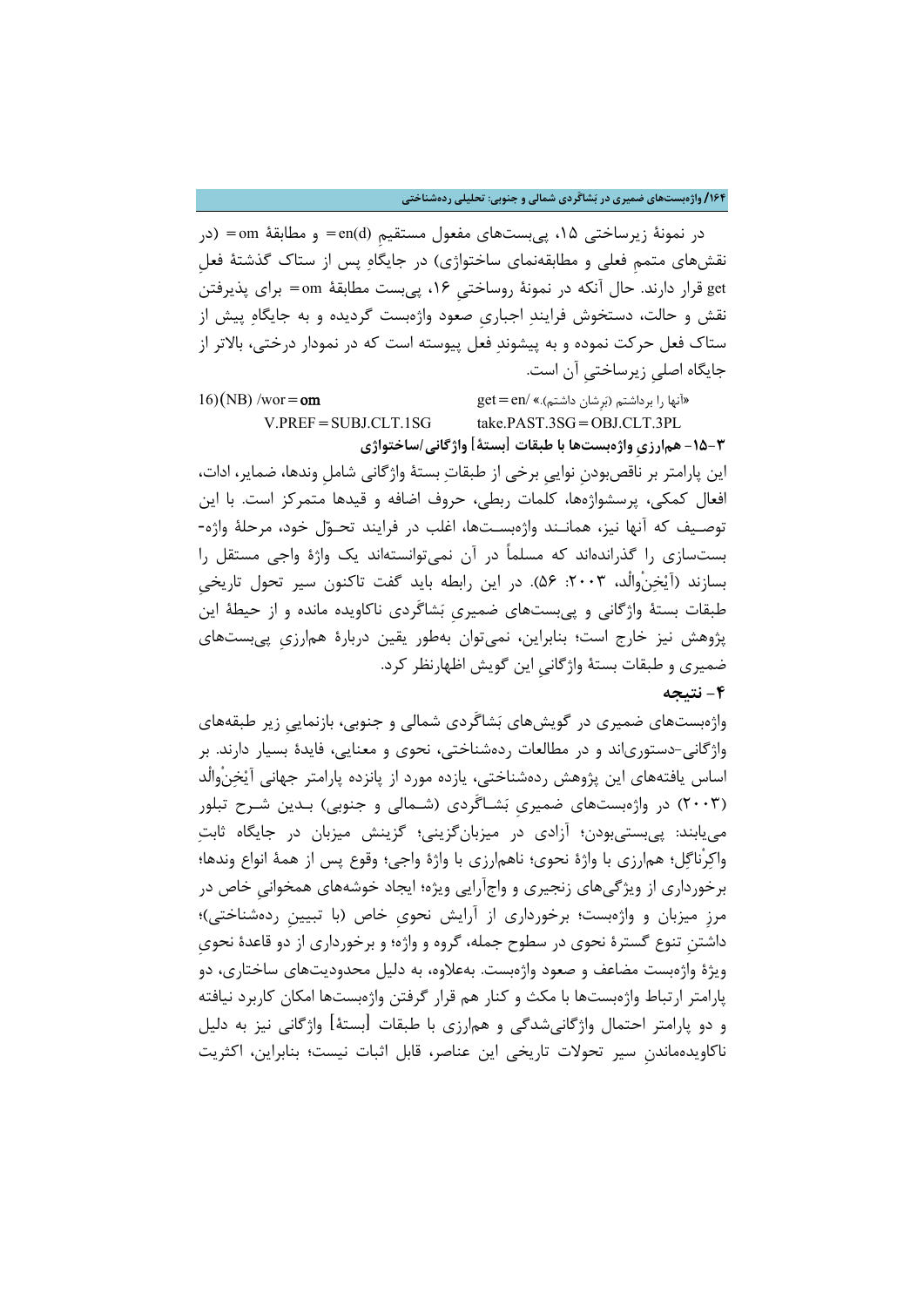در نمونهٔ زیرساختی ۱۵، پی‌بست‌های مفعول مستقیم en(d)= و مطابقهٔ om= (در نقش‌های متممِ فعلی و مطابقه‌نمای ساختواژی) در جایگاهِ پس از ستاک گذشتهٔ فعلِ get قرار دارند. حال آنکه در نمونهٔ روساختیِ ۱۶، پی‌بست مطابقهٔ om= برای پذیرفتن نقش و حالت، دستخوش فرایندِ اجباریِ صعود واژه‌بست گردیده و به جایگاهِ پیش از ستاک فعل حرکت نموده و به پیشوندِ فعل پیوسته است که در نمودار درختی، بالاتر از جایگاه اصلیِ زیرساختیِ آن است.

16)(NB) /wor=**om** get=en/ «آنها را برداشتم (بَرشان داشتم).»

V.PREF=SUBJ.CLT.1SG take.PAST.3SG=OBJ.CLT.3PL

### ۳-۱۵- هم‌ارزیِ واژه‌بست‌ها با طبقات [بستهٔ] واژگانی/ساختواژی

این پارامتر بر ناقص‌بودنِ نوایی برخی از طبقاتِ بستهٔ واژگانی شاملِ وندها، ضمایر، ادات، افعال کمکی، پرسشواژه‌ها، کلمات ربطی، حروف اضافه و قیدها متمرکز است. با این توصیف که آنها نیز، همانند واژه‌بست‌ها، اغلب در فرایند تحوّل خود، مرحلهٔ واژه-بست‌سازی را گذرانده‌اند که مسلماً در آن نمی‌توانسته‌اند یک واژهٔ واجی مستقل را بسازند (آیْخِنْوالْد، ۲۰۰۳: ۵۶). در این رابطه باید گفت تاکنون سیر تحول تاریخیِ طبقات بستهٔ واژگانی و پی‌بست‌های ضمیریِ بَشاگَردی ناکاویده مانده و از حیطهٔ این پژوهش نیز خارج است؛ بنابراین، نمی‌توان به‌طور یقین دربارهٔ هم‌ارزیِ پی‌بست‌های ضمیری و طبقات بستهٔ واژگانیِ این گویش اظهارنظر کرد.

## ۴- نتیجه

واژه‌بست‌های ضمیری در گویش‌های بَشاگَردی شمالی و جنوبی، بازنماییِ زیر طبقه‌های واژگانی-دستوری‌اند و در مطالعات رده‌شناختی، نحوی و معنایی، فایدهٔ بسیار دارند. بر اساس یافته‌های این پژوهش رده‌شناختی، یازده مورد از پانزده پارامتر جهانی آیْخِنْوالْد (۲۰۰۳) در واژه‌بست‌های ضمیریِ بَشاگَردی (شمالی و جنوبی) بدین شرح تبلور می‌یابند: پی‌بستی‌بودن؛ آزادی در میزبان‌گزینی؛ گزینش میزبان در جایگاه ثابتِ واکِرْناگِل؛ هم‌ارزی با واژهٔ نحوی؛ ناهم‌ارزی با واژهٔ واجی؛ وقوع پس از همهٔ انواع وندها؛ برخورداری از ویژگی‌های زنجیری و واج‌آرایی ویژه؛ ایجاد خوشه‌های همخوانیِ خاص در مرز میزبان و واژه‌بست؛ برخورداری از آرایش نحویِ خاص (با تبیینِ رده‌شناختی)؛ داشتنِ تنوع گسترهٔ نحوی در سطوح جمله، گروه و واژه؛ و برخورداری از دو قاعدهٔ نحویِ ویژهٔ واژه‌بست مضاعف و صعود واژه‌بست. به‌علاوه، به دلیل محدودیت‌های ساختاری، دو پارامتر ارتباط واژه‌بست‌ها با مکث و کنار هم قرار گرفتن واژه‌بست‌ها امکان کاربرد نیافته و دو پارامتر احتمال واژگانی‌شدگی و هم‌ارزی با طبقات [بستهٔ] واژگانی نیز به دلیل ناکاویده‌ماندنِ سیر تحولات تاریخی این عناصر، قابل اثبات نیست؛ بنابراین، اکثریت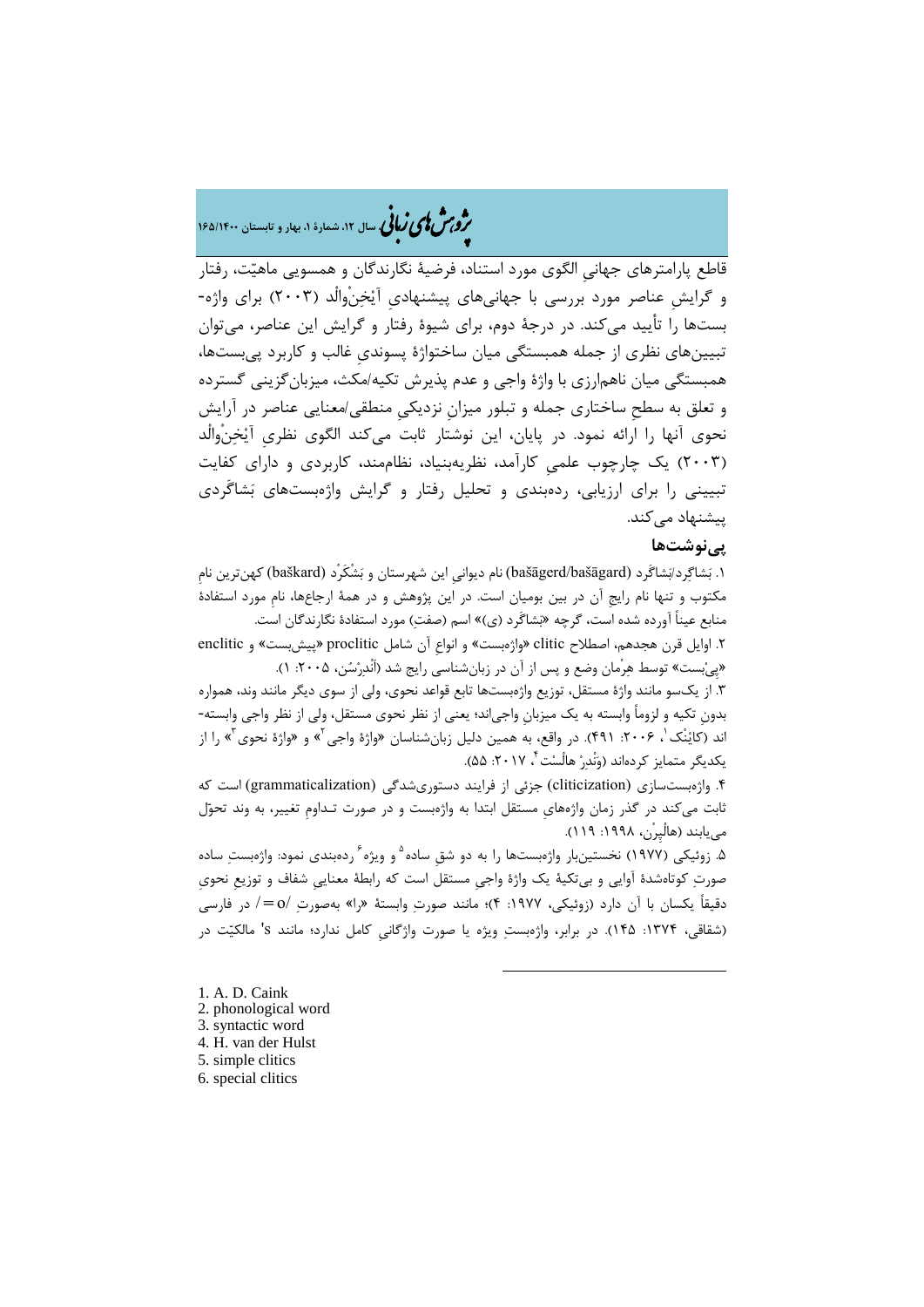قاطع پارامترهای جهانیِ الگوی مورد استناد، فرضیهٔ نگارندگان و همسویی ماهیّت، رفتار و گرایشِ عناصر مورد بررسی با جهانی‌های پیشنهادیِ آیْخِنْوالْد (۲۰۰۳) برای واژه‌بست‌ها را تأیید می‌کند. در درجهٔ دوم، برای شیوهٔ رفتار و گرایش این عناصر، می‌توان تبیین‌های نظری از جمله همبستگی میان ساختواژهٔ پسوندیِ غالب و کاربرد پی‌بست‌ها، همبستگی میان ناهم‌ارزی با واژهٔ واجی و عدم پذیرش تکیه/مکث، میزبان‌گزینی گسترده و تعلق به سطحِ ساختاری جمله و تبلور میزانِ نزدیکیِ منطقی/معنایی عناصر در آرایش نحوی آنها را ارائه نمود. در پایان، این نوشتار ثابت می‌کند الگوی نظریِ آیْخِنْوالْد (۲۰۰۳) یک چارچوب علمیِ کارآمد، نظریه‌بنیاد، نظام‌مند، کاربردی و دارای کفایت تبیینی را برای ارزیابی، رده‌بندی و تحلیل رفتار و گرایش واژه‌بست‌های بَشاگَردی پیشنهاد می‌کند.

## پی‌نوشت‌ها

۱. بَشاگِرد/بَشاگَرد (bašāgerd/bašāgard) نام دیوانیِ این شهرستان و بَشْکَرْد (baškard) کهن‌ترین نامِ مکتوب و تنها نام رایج آن در بین بومیان است. در این پژوهش و در همهٔ ارجاع‌ها، نامِ مورد استفادهٔ منابع عیناً آورده شده است، گرچه «بَشاگَرد (ی)» اسم (صفتِ) مورد استفادهٔ نگارندگان است.

۲. اوایل قرن هجدهم، اصطلاح clitic «واژه‌بست» و انواعِ آن شامل proclitic «پیش‌بست» و enclitic «پی‌بست» توسط هِرْمان وضع و پس از آن در زبان‌شناسی رایج شد (اَنْدِرْسُن، ۲۰۰۵: ۱).

۳. از یک‌سو مانند واژهٔ مستقل، توزیع واژه‌بست‌ها تابع قواعد نحوی، ولی از سوی دیگر مانند وند، همواره بدونِ تکیه و لزوماً وابسته به یک میزبانِ واجی‌اند؛ یعنی از نظر نحوی مستقل، ولی از نظر واجی وابسته‌اند (کائِنْک[1]، ۲۰۰۶: ۴۹۱). در واقع، به همین دلیل زبان‌شناسان «واژهٔ واجی[2]» و «واژهٔ نحوی[3]» را از یکدیگر متمایز کرده‌اند (وَنْدِرْ هالْسْت[4]، ۲۰۱۷: ۵۵).

۴. واژه‌بست‌سازی (cliticization) جزئی از فرایند دستوری‌شدگی (grammaticalization) است که ثابت می‌کند در گذر زمان واژه‌هایِ مستقل ابتدا به واژه‌بست و در صورت تـداومِ تغییر، به وند تحوّل می‌یابند (هالْپِرْن، ۱۹۹۸: ۱۱۹).

۵. زوئیکی (۱۹۷۷) نخستین‌بار واژه‌بست‌ها را به دو شقِ ساده[5] و ویژه[6] رده‌بندی نمود: واژه‌بستِ ساده صورتِ کوتاه‌شدهٔ آوایی و بی‌تکیهٔ یک واژهٔ واجیِ مستقل است که رابطهٔ معناییِ شفاف و توزیع نحویِ دقیقاً یکسان با آن دارد (زوئیکی، ۱۹۷۷: ۴)؛ مانند صورتِ وابستهٔ «را» به‌صورتِ /o=/ در فارسی (شقاقی، ۱۳۷۴: ۱۴۵). در برابر، واژه‌بستِ ویژه یا صورت واژگانیِ کامل ندارد؛ مانند 's مالکیّت در

---

1. A. D. Caink
2. phonological word
3. syntactic word
4. H. van der Hulst
5. simple clitics
6. special clitics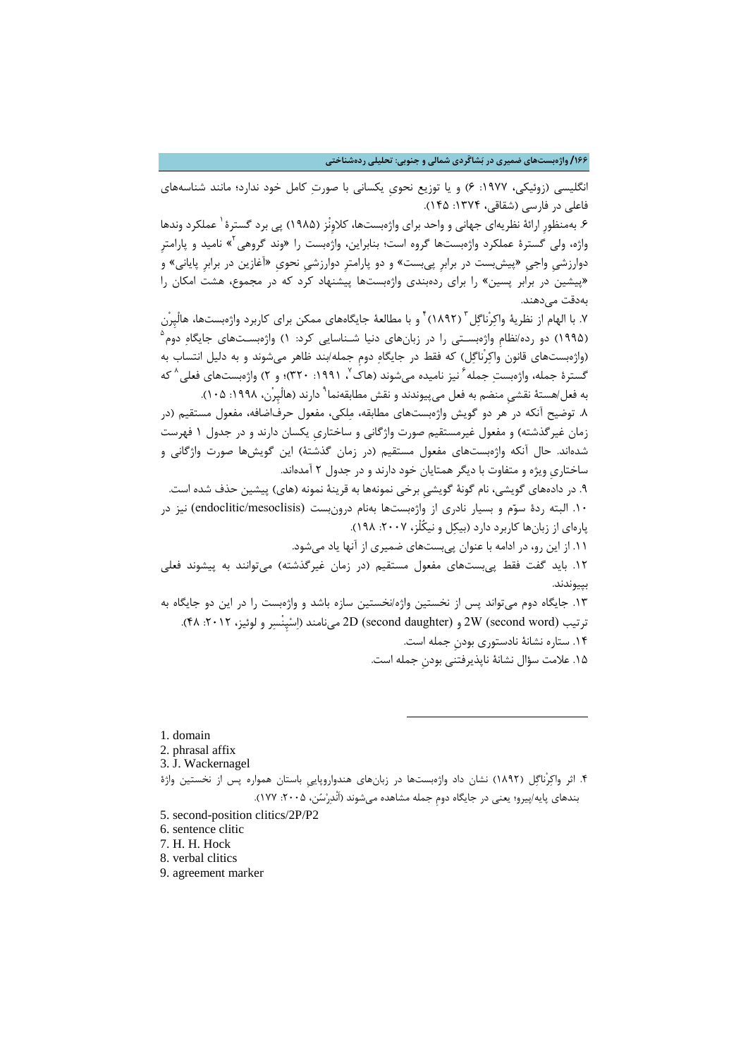انگلیسی (زوئیکی، ۱۹۷۷: ۶) و یا توزیع نحویِ یکسانی با صورتِ کامل خود ندارد؛ مانند شناسه‌های فاعلی در فارسی (شقاقی، ۱۳۷۴: ۱۴۵).

۶. به‌منظورِ ارائهٔ نظریه‌ای جهانی و واحد برای واژه‌بست‌ها، کلاوِنْز (۱۹۸۵) پی برد گسترهٔ[1] عملکرد وندها واژه، ولی گسترهٔ عملکرد واژه‌بست‌ها گروه است؛ بنابراین، واژه‌بست را «وند گروهی[2]» نامید و پارامترِ دوارزشیِ واجیِ «پیش‌بست در برابرِ پی‌بست» و دو پارامترِ دوارزشیِ نحویِ «آغازین در برابرِ پایانی» و «پیشین در برابرِ پسین» را برای رده‌بندی واژه‌بست‌ها پیشنهاد کرد که در مجموع، هشت امکان را به‌دقت می‌دهند.

۷. با الهام از نظریهٔ واکِرْناگِل[3] (۱۸۹۲)[4] و با مطالعهٔ جایگاه‌های ممکن برای کاربرد واژه‌بست‌ها، هالْپِرْن (۱۹۹۵) دو رده/نظامِ واژه‌بستی را در زبان‌های دنیا شناسایی کرد: ۱) واژه‌بست‌های جایگاهِ دوم[5] (واژه‌بست‌های قانون واکِرْناگِل) که فقط در جایگاهِ دومِ جمله/بند ظاهر می‌شوند و به دلیل انتساب به گسترهٔ جمله، واژه‌بستِ جمله[6] نیز نامیده می‌شوند (هاک[7]، ۱۹۹۱: ۳۲۰)؛ و ۲) واژه‌بست‌های فعلی[8] که به فعل/هستهٔ نقشیِ منضم به فعل می‌پیوندند و نقش مطابقه‌نما[9] دارند (هالْپِرْن، ۱۹۹۸: ۱۰۵).

۸. توضیح آنکه در هر دو گویش واژه‌بست‌های مطابقه، مِلکی، مفعول حرف‌اضافه، مفعول مستقیم (در زمان غیرگذشته) و مفعول غیرمستقیم صورت واژگانی و ساختاریِ یکسان دارند و در جدول ۱ فهرست شده‌اند. حال آنکه واژه‌بست‌های مفعول مستقیم (در زمان گذشته) این گویش‌ها صورت واژگانی و ساختاریِ ویژه و متفاوت با دیگر همتایان خود دارند و در جدول ۲ آمده‌اند.

۹. در داده‌های گویشی، نام گونهٔ گویشیِ برخی نمونه‌ها به قرینهٔ نمونه (های) پیشین حذف شده است.

۱۰. البته ردهٔ سوّم و بسیار نادری از واژه‌بست‌ها به‌نام درون‌بست (endoclitic/mesoclisis) نیز در پاره‌ای از زبان‌ها کاربرد دارد (بیکِل و نیکُلز، ۲۰۰۷: ۱۹۸).

۱۱. از این رو، در ادامه با عنوان پی‌بست‌های ضمیری از آنها یاد می‌شود.

۱۲. باید گفت فقط پی‌بست‌های مفعول مستقیم (در زمان غیرگذشته) می‌توانند به پیشوند فعلی بپیوندند.

۱۳. جایگاه دوم می‌تواند پس از نخستین واژه/نخستین سازه باشد و واژه‌بست را در این دو جایگاه به ترتیب 2W (second word) و 2D (second daughter) می‌نامند (اِسْپِنْسِر و لوئیز، ۲۰۱۲: ۴۸).

۱۴. ستاره نشانهٔ نادستوری بودنِ جمله است.

۱۵. علامت سؤال نشانهٔ ناپذیرفتنی بودنِ جمله است.

---

1. domain
2. phrasal affix
3. J. Wackernagel
۴. اثر واکِرْناگِل (۱۸۹۲) نشان داد واژه‌بست‌ها در زبان‌های هندواروپایی باستان همواره پس از نخستین واژهٔ بندهای پایه/پیرو؛ یعنی در جایگاه دومِ جمله مشاهده می‌شوند (اَنْدِرْسُن، ۲۰۰۵: ۱۷۷).
5. second-position clitics/2P/P2
6. sentence clitic
7. H. H. Hock
8. verbal clitics
9. agreement marker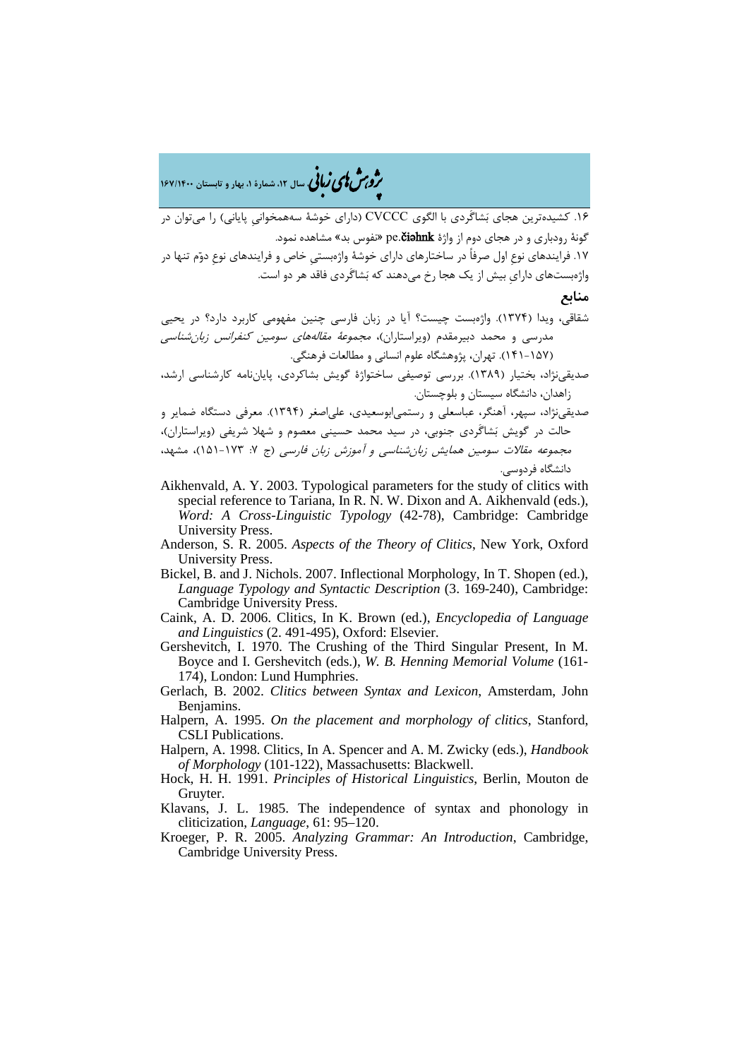۱۶. کشیده‌ترین هجای بَشاگِردی با الگوی CVCCC (دارای خوشهٔ سه‌همخوانیِ پایانی) را می‌توان در گونهٔ رودباری و در هجای دوم از واژهٔ **pe.čiəhnk** «نفوس بد» مشاهده نمود.

۱۷. فرایندهای نوعِ اول صرفاً در ساختارهای دارای خوشهٔ واژه‌بستیِ خاص و فرایندهای نوعِ دوّم تنها در واژه‌بست‌های دارایِ بیش از یک هجا رخ می‌دهند که بَشاگِردی فاقد هر دو است.

## منابع

شقاقی، ویدا (۱۳۷۴). واژه‌بست چیست؟ آیا در زبان فارسی چنین مفهومی کاربرد دارد؟ در یحیی مدرسی و محمد دبیرمقدم (ویراستاران)، *مجموعهٔ مقاله‌های سومین کنفرانس زبان‌شناسی* (۱۵۷-۱۴۱). تهران، پژوهشگاه علوم انسانی و مطالعات فرهنگی.

صدیقی‌نژاد، بختیار (۱۳۸۹). بررسی توصیفی ساختواژهٔ گویش بشاکردی، پایان‌نامه کارشناسی ارشد، زاهدان، دانشگاه سیستان و بلوچستان.

صدیقی‌نژاد، سپهر، آهنگر، عباسعلی و رستمی‌ابوسعیدی، علی‌اصغر (۱۳۹۴). معرفی دستگاه ضمایر و حالت در گویش بَشاگِردی جنوبی، در سید محمد حسینی معصوم و شهلا شریفی (ویراستاران)، *مجموعه مقالات سومین همایش زبان‌شناسی و آموزش زبان فارسی* (ج ۷: ۱۷۳-۱۵۱)، مشهد، دانشگاه فردوسی.

Aikhenvald, A. Y. 2003. Typological parameters for the study of clitics with special reference to Tariana, In R. N. W. Dixon and A. Aikhenvald (eds.), *Word: A Cross-Linguistic Typology* (42-78), Cambridge: Cambridge University Press.

Anderson, S. R. 2005. *Aspects of the Theory of Clitics*, New York, Oxford University Press.

Bickel, B. and J. Nichols. 2007. Inflectional Morphology, In T. Shopen (ed.), *Language Typology and Syntactic Description* (3. 169-240), Cambridge: Cambridge University Press.

Caink, A. D. 2006. Clitics, In K. Brown (ed.), *Encyclopedia of Language and Linguistics* (2. 491-495), Oxford: Elsevier.

Gershevitch, I. 1970. The Crushing of the Third Singular Present, In M. Boyce and I. Gershevitch (eds.), *W. B. Henning Memorial Volume* (161-174), London: Lund Humphries.

Gerlach, B. 2002. *Clitics between Syntax and Lexicon*, Amsterdam, John Benjamins.

Halpern, A. 1995. *On the placement and morphology of clitics*, Stanford, CSLI Publications.

Halpern, A. 1998. Clitics, In A. Spencer and A. M. Zwicky (eds.), *Handbook of Morphology* (101-122), Massachusetts: Blackwell.

Hock, H. H. 1991. *Principles of Historical Linguistics*, Berlin, Mouton de Gruyter.

Klavans, J. L. 1985. The independence of syntax and phonology in cliticization, *Language*, 61: 95–120.

Kroeger, P. R. 2005. *Analyzing Grammar: An Introduction*, Cambridge, Cambridge University Press.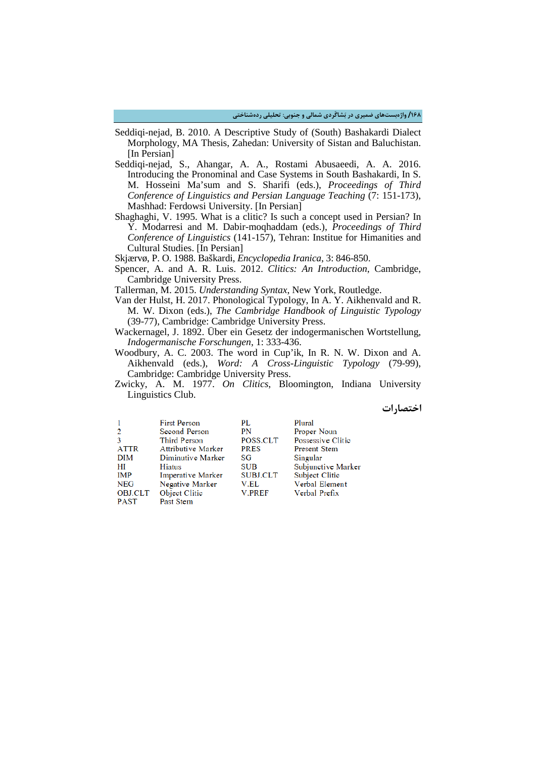Seddiqi-nejad, B. 2010. A Descriptive Study of (South) Bashakardi Dialect Morphology, MA Thesis, Zahedan: University of Sistan and Baluchistan. [In Persian]

Seddiqi-nejad, S., Ahangar, A. A., Rostami Abusaeedi, A. A. 2016. Introducing the Pronominal and Case Systems in South Bashakardi, In S. M. Hosseini Ma'sum and S. Sharifi (eds.), *Proceedings of Third Conference of Linguistics and Persian Language Teaching* (7: 151-173), Mashhad: Ferdowsi University. [In Persian]

Shaghaghi, V. 1995. What is a clitic? Is such a concept used in Persian? In Y. Modarresi and M. Dabir-moqhaddam (eds.), *Proceedings of Third Conference of Linguistics* (141-157), Tehran: Institue for Himanities and Cultural Studies. [In Persian]

Skjærvø, P. O. 1988. Baškardi, *Encyclopedia Iranica*, 3: 846-850.

Spencer, A. and A. R. Luis. 2012. *Clitics: An Introduction*, Cambridge, Cambridge University Press.

Tallerman, M. 2015. *Understanding Syntax*, New York, Routledge.

Van der Hulst, H. 2017. Phonological Typology, In A. Y. Aikhenvald and R. M. W. Dixon (eds.), *The Cambridge Handbook of Linguistic Typology* (39-77), Cambridge: Cambridge University Press.

Wackernagel, J. 1892. Über ein Gesetz der indogermanischen Wortstellung, *Indogermanische Forschungen*, 1: 333-436.

Woodbury, A. C. 2003. The word in Cup'ik, In R. N. W. Dixon and A. Aikhenvald (eds.), *Word: A Cross-Linguistic Typology* (79-99), Cambridge: Cambridge University Press.

Zwicky, A. M. 1977. *On Clitics*, Bloomington, Indiana University Linguistics Club.

## اختصارات

| | | | |
|---|---|---|---|
| 1 | First Person | PL | Plural |
| 2 | Second Person | PN | Proper Noun |
| 3 | Third Person | POSS.CLT | Possessive Clitic |
| ATTR | Attributive Marker | PRES | Present Stem |
| DIM | Diminutive Marker | SG | Singular |
| HI | Hiatus | SUB | Subjunctive Marker |
| IMP | Imperative Marker | SUBJ.CLT | Subject Clitic |
| NEG | Negative Marker | V.EL | Verbal Element |
| OBJ.CLT | Object Clitic | V.PREF | Verbal Prefix |
| PAST | Past Stem | | |